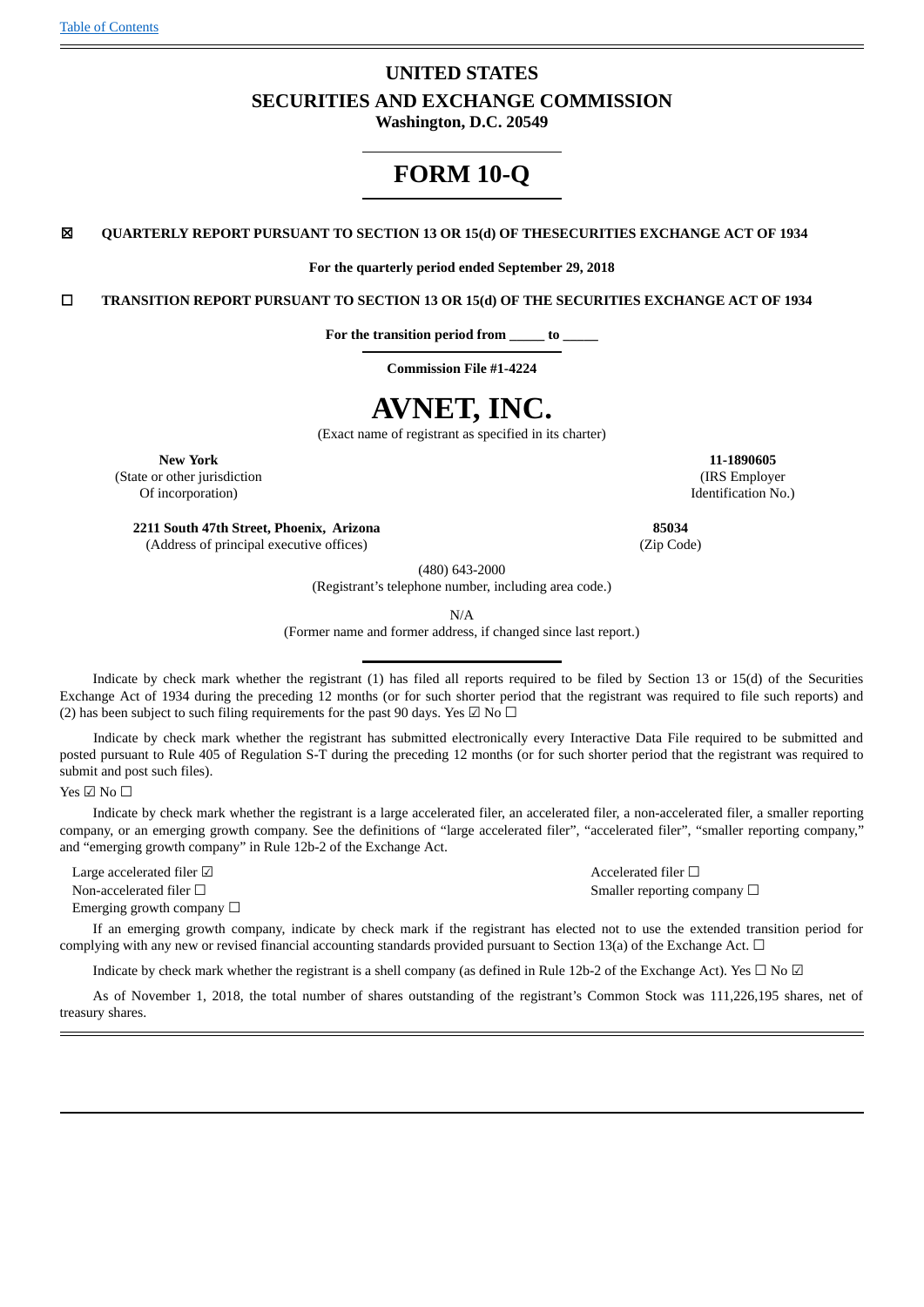[Table of Contents](#)

# UNITED STATES
## SECURITIES AND EXCHANGE COMMISSION
**Washington, D.C. 20549**

# FORM 10-Q

☒ **QUARTERLY REPORT PURSUANT TO SECTION 13 OR 15(d) OF THESECURITIES EXCHANGE ACT OF 1934**

**For the quarterly period ended September 29, 2018**

☐ **TRANSITION REPORT PURSUANT TO SECTION 13 OR 15(d) OF THE SECURITIES EXCHANGE ACT OF 1934**

**For the transition period from _____ to _____**

**Commission File #1-4224**

# AVNET, INC.

(Exact name of registrant as specified in its charter)

| | |
|---|---|
| **New York** | **11-1890605** |
| (State or other jurisdiction Of incorporation) | (IRS Employer Identification No.) |
| **2211 South 47th Street, Phoenix, Arizona** | **85034** |
| (Address of principal executive offices) | (Zip Code) |

(480) 643-2000
(Registrant's telephone number, including area code.)

N/A
(Former name and former address, if changed since last report.)

Indicate by check mark whether the registrant (1) has filed all reports required to be filed by Section 13 or 15(d) of the Securities Exchange Act of 1934 during the preceding 12 months (or for such shorter period that the registrant was required to file such reports) and (2) has been subject to such filing requirements for the past 90 days. Yes ☑ No ☐

Indicate by check mark whether the registrant has submitted electronically every Interactive Data File required to be submitted and posted pursuant to Rule 405 of Regulation S-T during the preceding 12 months (or for such shorter period that the registrant was required to submit and post such files).
Yes ☑ No ☐

Indicate by check mark whether the registrant is a large accelerated filer, an accelerated filer, a non-accelerated filer, a smaller reporting company, or an emerging growth company. See the definitions of "large accelerated filer", "accelerated filer", "smaller reporting company," and "emerging growth company" in Rule 12b-2 of the Exchange Act.

| | |
|---|---|
| Large accelerated filer ☑ | Accelerated filer ☐ |
| Non-accelerated filer ☐ | Smaller reporting company ☐ |
| Emerging growth company ☐ | |

If an emerging growth company, indicate by check mark if the registrant has elected not to use the extended transition period for complying with any new or revised financial accounting standards provided pursuant to Section 13(a) of the Exchange Act. ☐

Indicate by check mark whether the registrant is a shell company (as defined in Rule 12b-2 of the Exchange Act). Yes ☐ No ☑

As of November 1, 2018, the total number of shares outstanding of the registrant's Common Stock was 111,226,195 shares, net of treasury shares.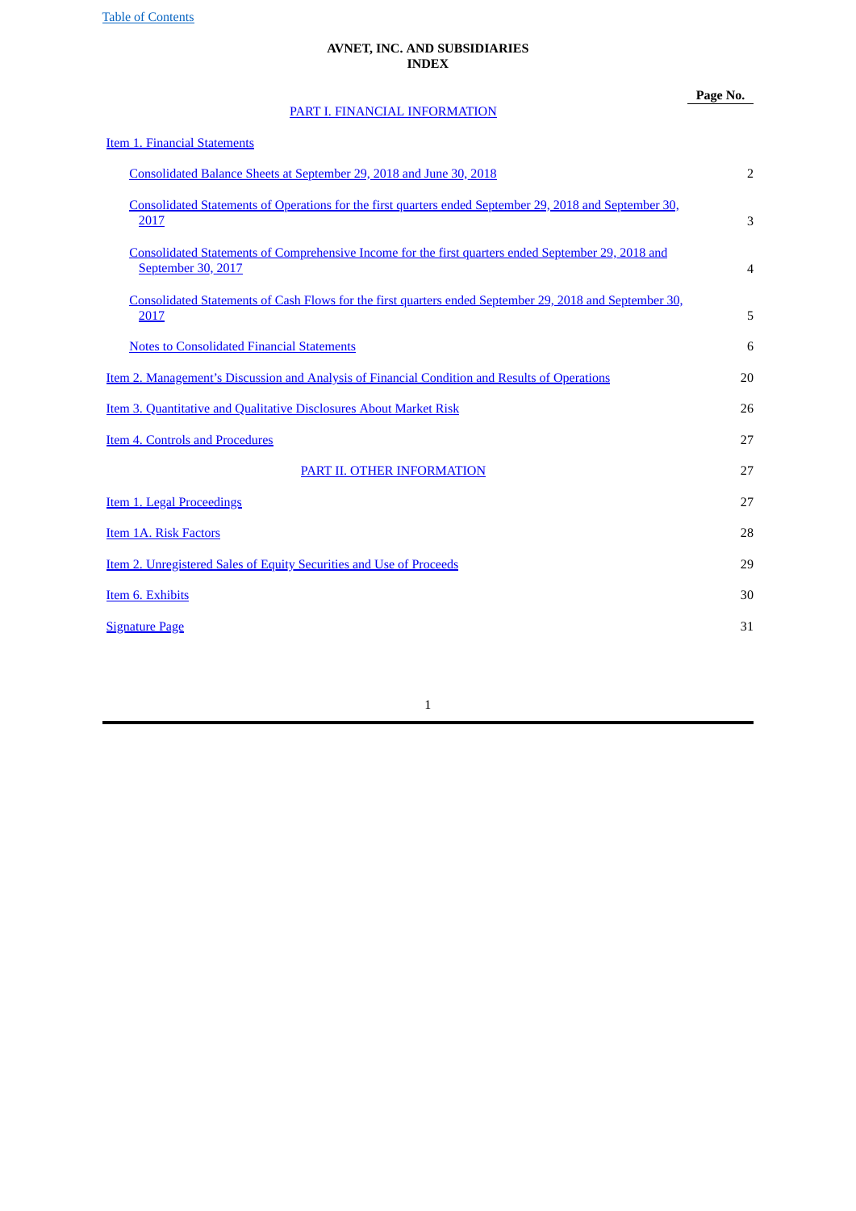**AVNET, INC. AND SUBSIDIARIES**
**INDEX**

| | Page No. |
|---|---|
| PART I. FINANCIAL INFORMATION | |
| Item 1. Financial Statements | |
| Consolidated Balance Sheets at September 29, 2018 and June 30, 2018 | 2 |
| Consolidated Statements of Operations for the first quarters ended September 29, 2018 and September 30, 2017 | 3 |
| Consolidated Statements of Comprehensive Income for the first quarters ended September 29, 2018 and September 30, 2017 | 4 |
| Consolidated Statements of Cash Flows for the first quarters ended September 29, 2018 and September 30, 2017 | 5 |
| Notes to Consolidated Financial Statements | 6 |
| Item 2. Management's Discussion and Analysis of Financial Condition and Results of Operations | 20 |
| Item 3. Quantitative and Qualitative Disclosures About Market Risk | 26 |
| Item 4. Controls and Procedures | 27 |
| PART II. OTHER INFORMATION | 27 |
| Item 1. Legal Proceedings | 27 |
| Item 1A. Risk Factors | 28 |
| Item 2. Unregistered Sales of Equity Securities and Use of Proceeds | 29 |
| Item 6. Exhibits | 30 |
| Signature Page | 31 |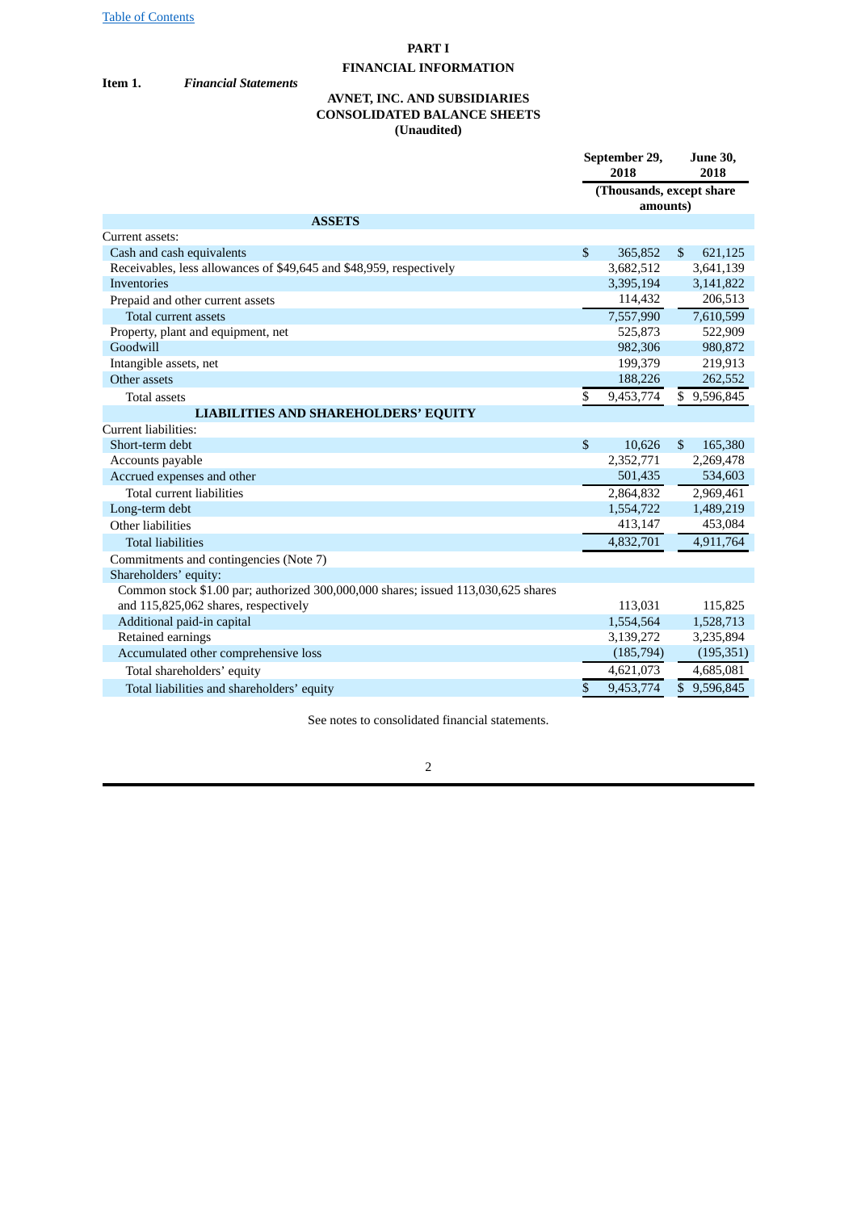# PART I

## FINANCIAL INFORMATION

**Item 1.** ***Financial Statements***

### AVNET, INC. AND SUBSIDIARIES
### CONSOLIDATED BALANCE SHEETS
### (Unaudited)

| | September 29, 2018 | June 30, 2018 |
|---|---|---|
| | (Thousands, except share amounts) | |
| **ASSETS** | | |
| Current assets: | | |
| Cash and cash equivalents | $ 365,852 | $ 621,125 |
| Receivables, less allowances of $49,645 and $48,959, respectively | 3,682,512 | 3,641,139 |
| Inventories | 3,395,194 | 3,141,822 |
| Prepaid and other current assets | 114,432 | 206,513 |
| Total current assets | 7,557,990 | 7,610,599 |
| Property, plant and equipment, net | 525,873 | 522,909 |
| Goodwill | 982,306 | 980,872 |
| Intangible assets, net | 199,379 | 219,913 |
| Other assets | 188,226 | 262,552 |
| Total assets | $ 9,453,774 | $ 9,596,845 |
| **LIABILITIES AND SHAREHOLDERS' EQUITY** | | |
| Current liabilities: | | |
| Short-term debt | $ 10,626 | $ 165,380 |
| Accounts payable | 2,352,771 | 2,269,478 |
| Accrued expenses and other | 501,435 | 534,603 |
| Total current liabilities | 2,864,832 | 2,969,461 |
| Long-term debt | 1,554,722 | 1,489,219 |
| Other liabilities | 413,147 | 453,084 |
| Total liabilities | 4,832,701 | 4,911,764 |
| Commitments and contingencies (Note 7) | | |
| Shareholders' equity: | | |
| Common stock $1.00 par; authorized 300,000,000 shares; issued 113,030,625 shares and 115,825,062 shares, respectively | 113,031 | 115,825 |
| Additional paid-in capital | 1,554,564 | 1,528,713 |
| Retained earnings | 3,139,272 | 3,235,894 |
| Accumulated other comprehensive loss | (185,794) | (195,351) |
| Total shareholders' equity | 4,621,073 | 4,685,081 |
| Total liabilities and shareholders' equity | $ 9,453,774 | $ 9,596,845 |

See notes to consolidated financial statements.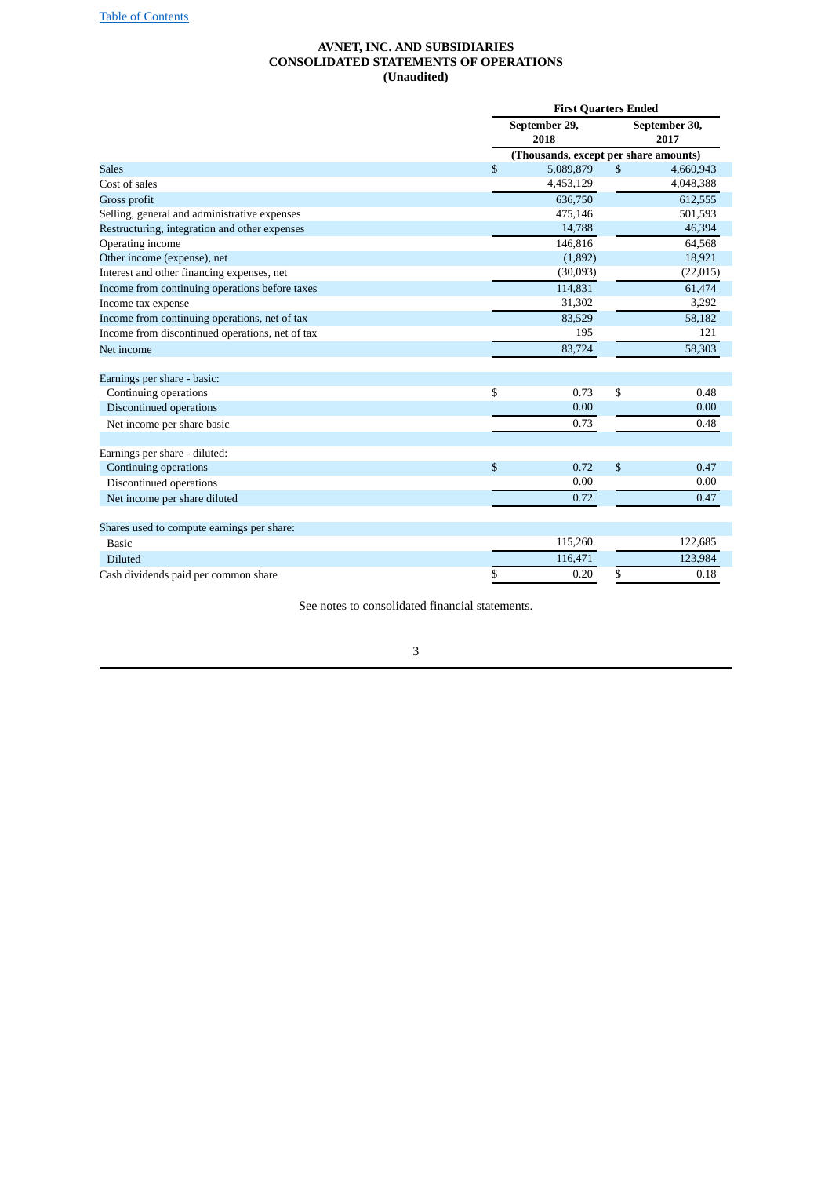**AVNET, INC. AND SUBSIDIARIES**
**CONSOLIDATED STATEMENTS OF OPERATIONS**
**(Unaudited)**

| | First Quarters Ended | |
|---|---|---|
| | September 29, 2018 | September 30, 2017 |
| | (Thousands, except per share amounts) | |
| Sales | $ 5,089,879 | $ 4,660,943 |
| Cost of sales | 4,453,129 | 4,048,388 |
| Gross profit | 636,750 | 612,555 |
| Selling, general and administrative expenses | 475,146 | 501,593 |
| Restructuring, integration and other expenses | 14,788 | 46,394 |
| Operating income | 146,816 | 64,568 |
| Other income (expense), net | (1,892) | 18,921 |
| Interest and other financing expenses, net | (30,093) | (22,015) |
| Income from continuing operations before taxes | 114,831 | 61,474 |
| Income tax expense | 31,302 | 3,292 |
| Income from continuing operations, net of tax | 83,529 | 58,182 |
| Income from discontinued operations, net of tax | 195 | 121 |
| Net income | 83,724 | 58,303 |
| | | |
| Earnings per share - basic: | | |
| Continuing operations | $ 0.73 | $ 0.48 |
| Discontinued operations | 0.00 | 0.00 |
| Net income per share basic | 0.73 | 0.48 |
| | | |
| Earnings per share - diluted: | | |
| Continuing operations | $ 0.72 | $ 0.47 |
| Discontinued operations | 0.00 | 0.00 |
| Net income per share diluted | 0.72 | 0.47 |
| | | |
| Shares used to compute earnings per share: | | |
| Basic | 115,260 | 122,685 |
| Diluted | 116,471 | 123,984 |
| Cash dividends paid per common share | $ 0.20 | $ 0.18 |

See notes to consolidated financial statements.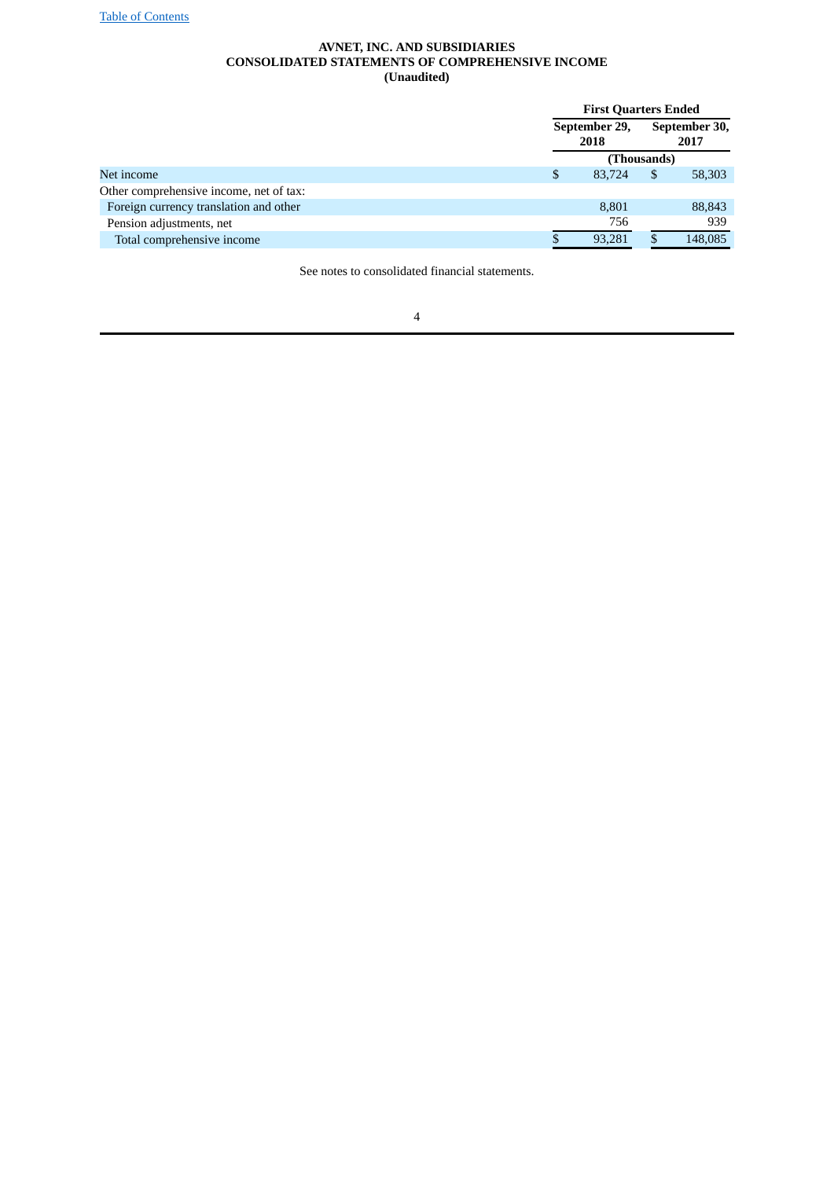[Table of Contents](#)

**AVNET, INC. AND SUBSIDIARIES**
**CONSOLIDATED STATEMENTS OF COMPREHENSIVE INCOME**
**(Unaudited)**

| | First Quarters Ended | |
|---|---|---|
| | September 29, 2018 | September 30, 2017 |
| | (Thousands) | |
| Net income | $ 83,724 | $ 58,303 |
| Other comprehensive income, net of tax: | | |
| Foreign currency translation and other | 8,801 | 88,843 |
| Pension adjustments, net | 756 | 939 |
| Total comprehensive income | $ 93,281 | $ 148,085 |

See notes to consolidated financial statements.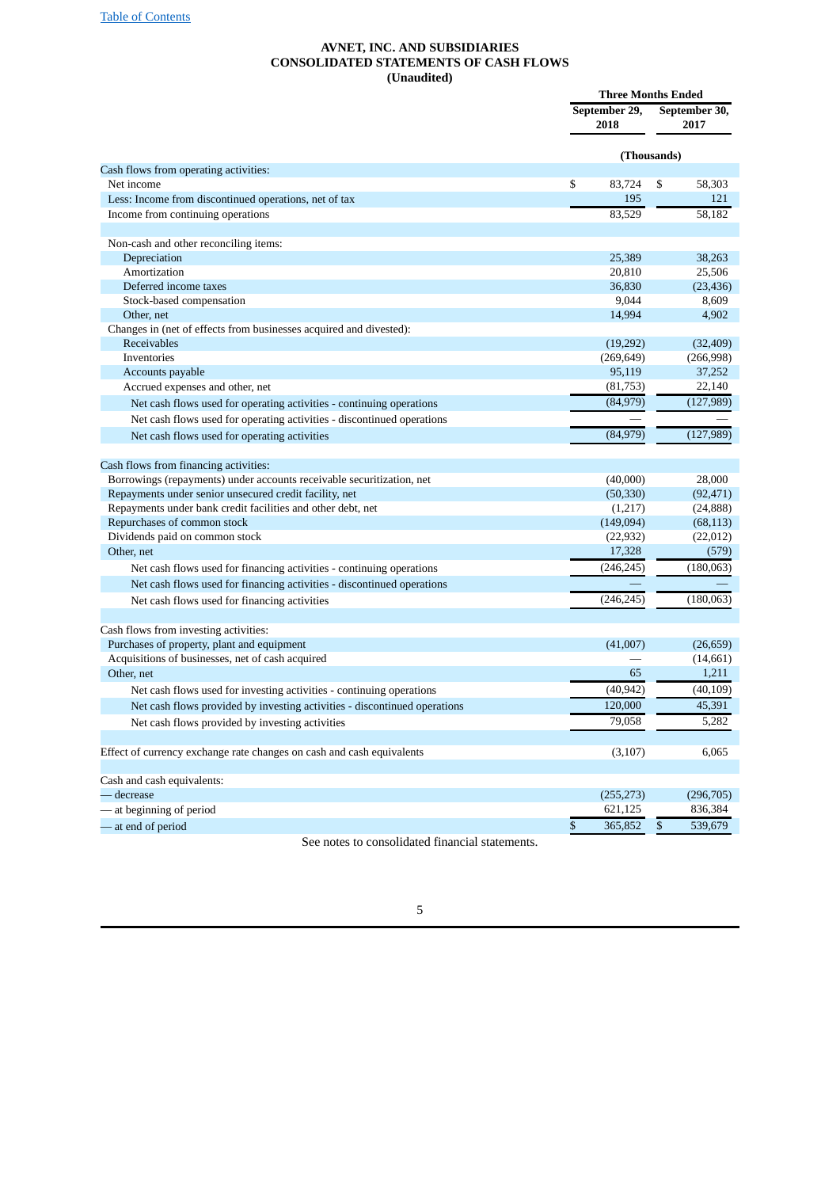[Table of Contents](#)

**AVNET, INC. AND SUBSIDIARIES**
**CONSOLIDATED STATEMENTS OF CASH FLOWS**
**(Unaudited)**

| | Three Months Ended | |
|---|---|---|
| | September 29, 2018 | September 30, 2017 |
| | (Thousands) | |
| Cash flows from operating activities: | | |
| Net income | $ 83,724 | $ 58,303 |
| Less: Income from discontinued operations, net of tax | 195 | 121 |
| Income from continuing operations | 83,529 | 58,182 |
| | | |
| Non-cash and other reconciling items: | | |
| Depreciation | 25,389 | 38,263 |
| Amortization | 20,810 | 25,506 |
| Deferred income taxes | 36,830 | (23,436) |
| Stock-based compensation | 9,044 | 8,609 |
| Other, net | 14,994 | 4,902 |
| Changes in (net of effects from businesses acquired and divested): | | |
| Receivables | (19,292) | (32,409) |
| Inventories | (269,649) | (266,998) |
| Accounts payable | 95,119 | 37,252 |
| Accrued expenses and other, net | (81,753) | 22,140 |
| Net cash flows used for operating activities - continuing operations | (84,979) | (127,989) |
| Net cash flows used for operating activities - discontinued operations | — | — |
| Net cash flows used for operating activities | (84,979) | (127,989) |
| | | |
| Cash flows from financing activities: | | |
| Borrowings (repayments) under accounts receivable securitization, net | (40,000) | 28,000 |
| Repayments under senior unsecured credit facility, net | (50,330) | (92,471) |
| Repayments under bank credit facilities and other debt, net | (1,217) | (24,888) |
| Repurchases of common stock | (149,094) | (68,113) |
| Dividends paid on common stock | (22,932) | (22,012) |
| Other, net | 17,328 | (579) |
| Net cash flows used for financing activities - continuing operations | (246,245) | (180,063) |
| Net cash flows used for financing activities - discontinued operations | — | — |
| Net cash flows used for financing activities | (246,245) | (180,063) |
| | | |
| Cash flows from investing activities: | | |
| Purchases of property, plant and equipment | (41,007) | (26,659) |
| Acquisitions of businesses, net of cash acquired | — | (14,661) |
| Other, net | 65 | 1,211 |
| Net cash flows used for investing activities - continuing operations | (40,942) | (40,109) |
| Net cash flows provided by investing activities - discontinued operations | 120,000 | 45,391 |
| Net cash flows provided by investing activities | 79,058 | 5,282 |
| | | |
| Effect of currency exchange rate changes on cash and cash equivalents | (3,107) | 6,065 |
| | | |
| Cash and cash equivalents: | | |
| — decrease | (255,273) | (296,705) |
| — at beginning of period | 621,125 | 836,384 |
| — at end of period | $ 365,852 | $ 539,679 |

See notes to consolidated financial statements.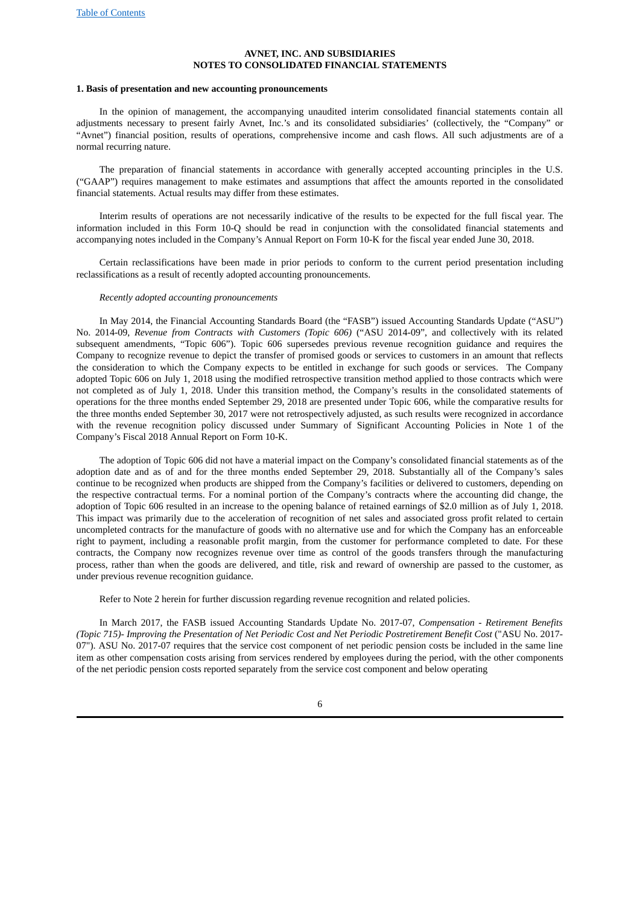**AVNET, INC. AND SUBSIDIARIES**
**NOTES TO CONSOLIDATED FINANCIAL STATEMENTS**

**1. Basis of presentation and new accounting pronouncements**

In the opinion of management, the accompanying unaudited interim consolidated financial statements contain all adjustments necessary to present fairly Avnet, Inc.'s and its consolidated subsidiaries' (collectively, the "Company" or "Avnet") financial position, results of operations, comprehensive income and cash flows. All such adjustments are of a normal recurring nature.

The preparation of financial statements in accordance with generally accepted accounting principles in the U.S. ("GAAP") requires management to make estimates and assumptions that affect the amounts reported in the consolidated financial statements. Actual results may differ from these estimates.

Interim results of operations are not necessarily indicative of the results to be expected for the full fiscal year. The information included in this Form 10-Q should be read in conjunction with the consolidated financial statements and accompanying notes included in the Company's Annual Report on Form 10-K for the fiscal year ended June 30, 2018.

Certain reclassifications have been made in prior periods to conform to the current period presentation including reclassifications as a result of recently adopted accounting pronouncements.

*Recently adopted accounting pronouncements*

In May 2014, the Financial Accounting Standards Board (the "FASB") issued Accounting Standards Update ("ASU") No. 2014-09, *Revenue from Contracts with Customers (Topic 606)* ("ASU 2014-09", and collectively with its related subsequent amendments, "Topic 606"). Topic 606 supersedes previous revenue recognition guidance and requires the Company to recognize revenue to depict the transfer of promised goods or services to customers in an amount that reflects the consideration to which the Company expects to be entitled in exchange for such goods or services. The Company adopted Topic 606 on July 1, 2018 using the modified retrospective transition method applied to those contracts which were not completed as of July 1, 2018. Under this transition method, the Company's results in the consolidated statements of operations for the three months ended September 29, 2018 are presented under Topic 606, while the comparative results for the three months ended September 30, 2017 were not retrospectively adjusted, as such results were recognized in accordance with the revenue recognition policy discussed under Summary of Significant Accounting Policies in Note 1 of the Company's Fiscal 2018 Annual Report on Form 10-K.

The adoption of Topic 606 did not have a material impact on the Company's consolidated financial statements as of the adoption date and as of and for the three months ended September 29, 2018. Substantially all of the Company's sales continue to be recognized when products are shipped from the Company's facilities or delivered to customers, depending on the respective contractual terms. For a nominal portion of the Company's contracts where the accounting did change, the adoption of Topic 606 resulted in an increase to the opening balance of retained earnings of $2.0 million as of July 1, 2018. This impact was primarily due to the acceleration of recognition of net sales and associated gross profit related to certain uncompleted contracts for the manufacture of goods with no alternative use and for which the Company has an enforceable right to payment, including a reasonable profit margin, from the customer for performance completed to date. For these contracts, the Company now recognizes revenue over time as control of the goods transfers through the manufacturing process, rather than when the goods are delivered, and title, risk and reward of ownership are passed to the customer, as under previous revenue recognition guidance.

Refer to Note 2 herein for further discussion regarding revenue recognition and related policies.

In March 2017, the FASB issued Accounting Standards Update No. 2017-07, *Compensation - Retirement Benefits (Topic 715)- Improving the Presentation of Net Periodic Cost and Net Periodic Postretirement Benefit Cost* ("ASU No. 2017-07"). ASU No. 2017-07 requires that the service cost component of net periodic pension costs be included in the same line item as other compensation costs arising from services rendered by employees during the period, with the other components of the net periodic pension costs reported separately from the service cost component and below operating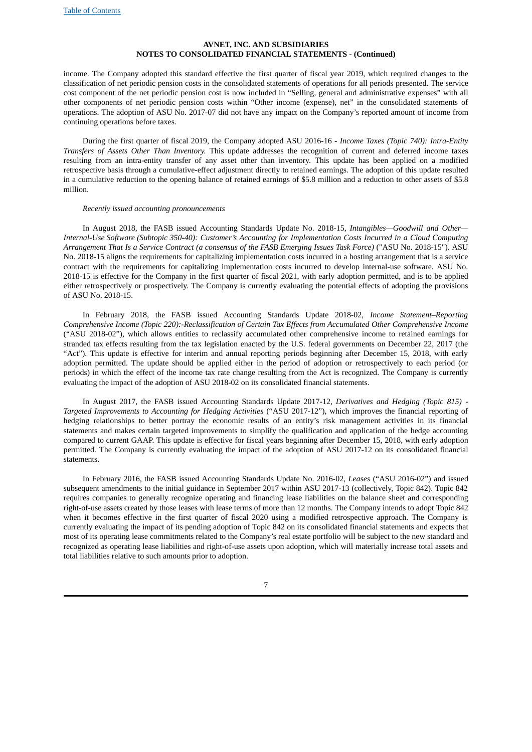income. The Company adopted this standard effective the first quarter of fiscal year 2019, which required changes to the classification of net periodic pension costs in the consolidated statements of operations for all periods presented. The service cost component of the net periodic pension cost is now included in "Selling, general and administrative expenses" with all other components of net periodic pension costs within "Other income (expense), net" in the consolidated statements of operations. The adoption of ASU No. 2017-07 did not have any impact on the Company's reported amount of income from continuing operations before taxes.

During the first quarter of fiscal 2019, the Company adopted ASU 2016-16 - *Income Taxes (Topic 740): Intra-Entity Transfers of Assets Other Than Inventory.* This update addresses the recognition of current and deferred income taxes resulting from an intra-entity transfer of any asset other than inventory. This update has been applied on a modified retrospective basis through a cumulative-effect adjustment directly to retained earnings. The adoption of this update resulted in a cumulative reduction to the opening balance of retained earnings of $5.8 million and a reduction to other assets of $5.8 million.

*Recently issued accounting pronouncements*

In August 2018, the FASB issued Accounting Standards Update No. 2018-15, *Intangibles—Goodwill and Other—Internal-Use Software (Subtopic 350-40): Customer's Accounting for Implementation Costs Incurred in a Cloud Computing Arrangement That Is a Service Contract (a consensus of the FASB Emerging Issues Task Force)* ("ASU No. 2018-15"). ASU No. 2018-15 aligns the requirements for capitalizing implementation costs incurred in a hosting arrangement that is a service contract with the requirements for capitalizing implementation costs incurred to develop internal-use software. ASU No. 2018-15 is effective for the Company in the first quarter of fiscal 2021, with early adoption permitted, and is to be applied either retrospectively or prospectively. The Company is currently evaluating the potential effects of adopting the provisions of ASU No. 2018-15.

In February 2018, the FASB issued Accounting Standards Update 2018-02, *Income Statement–Reporting Comprehensive Income (Topic 220):-Reclassification of Certain Tax Effects from Accumulated Other Comprehensive Income* ("ASU 2018-02"), which allows entities to reclassify accumulated other comprehensive income to retained earnings for stranded tax effects resulting from the tax legislation enacted by the U.S. federal governments on December 22, 2017 (the "Act"). This update is effective for interim and annual reporting periods beginning after December 15, 2018, with early adoption permitted. The update should be applied either in the period of adoption or retrospectively to each period (or periods) in which the effect of the income tax rate change resulting from the Act is recognized. The Company is currently evaluating the impact of the adoption of ASU 2018-02 on its consolidated financial statements.

In August 2017, the FASB issued Accounting Standards Update 2017-12, *Derivatives and Hedging (Topic 815) - Targeted Improvements to Accounting for Hedging Activities* ("ASU 2017-12"), which improves the financial reporting of hedging relationships to better portray the economic results of an entity's risk management activities in its financial statements and makes certain targeted improvements to simplify the qualification and application of the hedge accounting compared to current GAAP. This update is effective for fiscal years beginning after December 15, 2018, with early adoption permitted. The Company is currently evaluating the impact of the adoption of ASU 2017-12 on its consolidated financial statements.

In February 2016, the FASB issued Accounting Standards Update No. 2016-02, *Leases* ("ASU 2016-02") and issued subsequent amendments to the initial guidance in September 2017 within ASU 2017-13 (collectively, Topic 842). Topic 842 requires companies to generally recognize operating and financing lease liabilities on the balance sheet and corresponding right-of-use assets created by those leases with lease terms of more than 12 months. The Company intends to adopt Topic 842 when it becomes effective in the first quarter of fiscal 2020 using a modified retrospective approach. The Company is currently evaluating the impact of its pending adoption of Topic 842 on its consolidated financial statements and expects that most of its operating lease commitments related to the Company's real estate portfolio will be subject to the new standard and recognized as operating lease liabilities and right-of-use assets upon adoption, which will materially increase total assets and total liabilities relative to such amounts prior to adoption.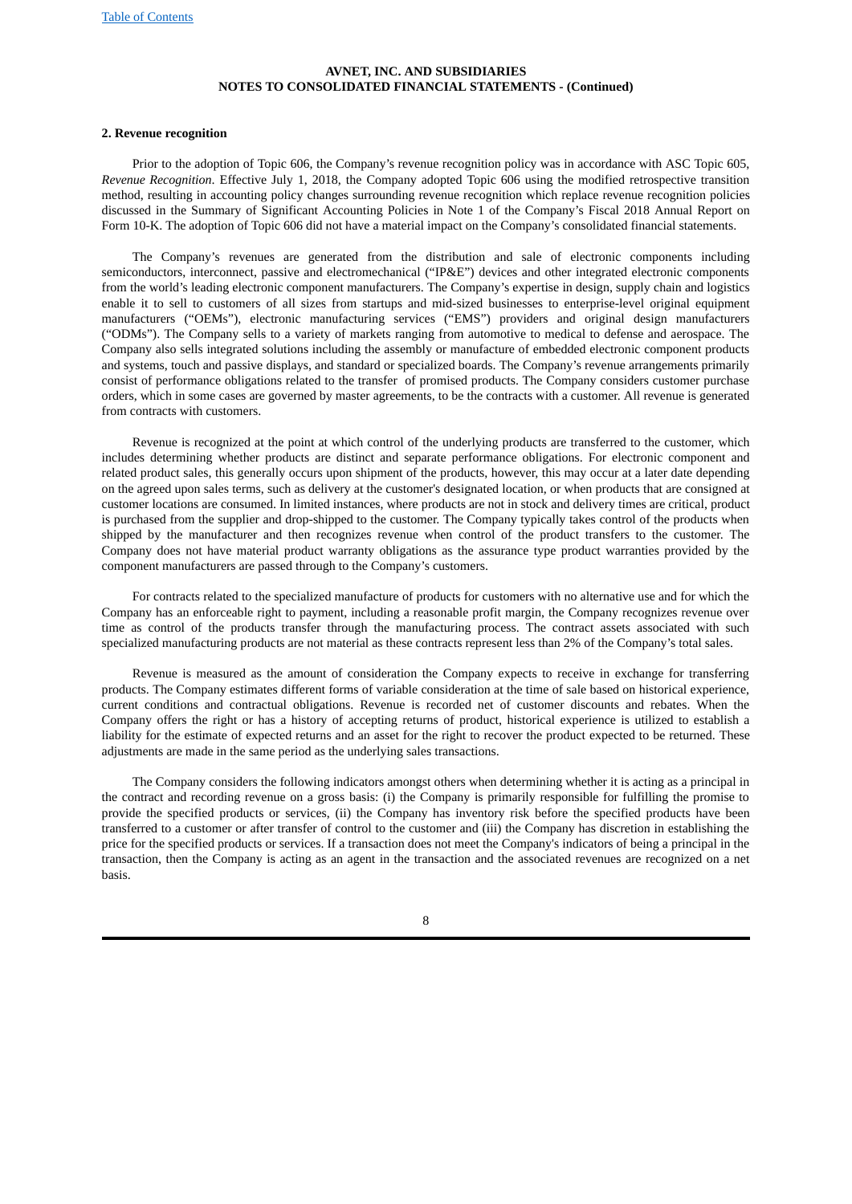**AVNET, INC. AND SUBSIDIARIES**
**NOTES TO CONSOLIDATED FINANCIAL STATEMENTS - (Continued)**

**2. Revenue recognition**

Prior to the adoption of Topic 606, the Company's revenue recognition policy was in accordance with ASC Topic 605, *Revenue Recognition*. Effective July 1, 2018, the Company adopted Topic 606 using the modified retrospective transition method, resulting in accounting policy changes surrounding revenue recognition which replace revenue recognition policies discussed in the Summary of Significant Accounting Policies in Note 1 of the Company's Fiscal 2018 Annual Report on Form 10-K. The adoption of Topic 606 did not have a material impact on the Company's consolidated financial statements.

The Company's revenues are generated from the distribution and sale of electronic components including semiconductors, interconnect, passive and electromechanical ("IP&E") devices and other integrated electronic components from the world's leading electronic component manufacturers. The Company's expertise in design, supply chain and logistics enable it to sell to customers of all sizes from startups and mid-sized businesses to enterprise-level original equipment manufacturers ("OEMs"), electronic manufacturing services ("EMS") providers and original design manufacturers ("ODMs"). The Company sells to a variety of markets ranging from automotive to medical to defense and aerospace. The Company also sells integrated solutions including the assembly or manufacture of embedded electronic component products and systems, touch and passive displays, and standard or specialized boards. The Company's revenue arrangements primarily consist of performance obligations related to the transfer of promised products. The Company considers customer purchase orders, which in some cases are governed by master agreements, to be the contracts with a customer. All revenue is generated from contracts with customers.

Revenue is recognized at the point at which control of the underlying products are transferred to the customer, which includes determining whether products are distinct and separate performance obligations. For electronic component and related product sales, this generally occurs upon shipment of the products, however, this may occur at a later date depending on the agreed upon sales terms, such as delivery at the customer's designated location, or when products that are consigned at customer locations are consumed. In limited instances, where products are not in stock and delivery times are critical, product is purchased from the supplier and drop-shipped to the customer. The Company typically takes control of the products when shipped by the manufacturer and then recognizes revenue when control of the product transfers to the customer. The Company does not have material product warranty obligations as the assurance type product warranties provided by the component manufacturers are passed through to the Company's customers.

For contracts related to the specialized manufacture of products for customers with no alternative use and for which the Company has an enforceable right to payment, including a reasonable profit margin, the Company recognizes revenue over time as control of the products transfer through the manufacturing process. The contract assets associated with such specialized manufacturing products are not material as these contracts represent less than 2% of the Company's total sales.

Revenue is measured as the amount of consideration the Company expects to receive in exchange for transferring products. The Company estimates different forms of variable consideration at the time of sale based on historical experience, current conditions and contractual obligations. Revenue is recorded net of customer discounts and rebates. When the Company offers the right or has a history of accepting returns of product, historical experience is utilized to establish a liability for the estimate of expected returns and an asset for the right to recover the product expected to be returned. These adjustments are made in the same period as the underlying sales transactions.

The Company considers the following indicators amongst others when determining whether it is acting as a principal in the contract and recording revenue on a gross basis: (i) the Company is primarily responsible for fulfilling the promise to provide the specified products or services, (ii) the Company has inventory risk before the specified products have been transferred to a customer or after transfer of control to the customer and (iii) the Company has discretion in establishing the price for the specified products or services. If a transaction does not meet the Company's indicators of being a principal in the transaction, then the Company is acting as an agent in the transaction and the associated revenues are recognized on a net basis.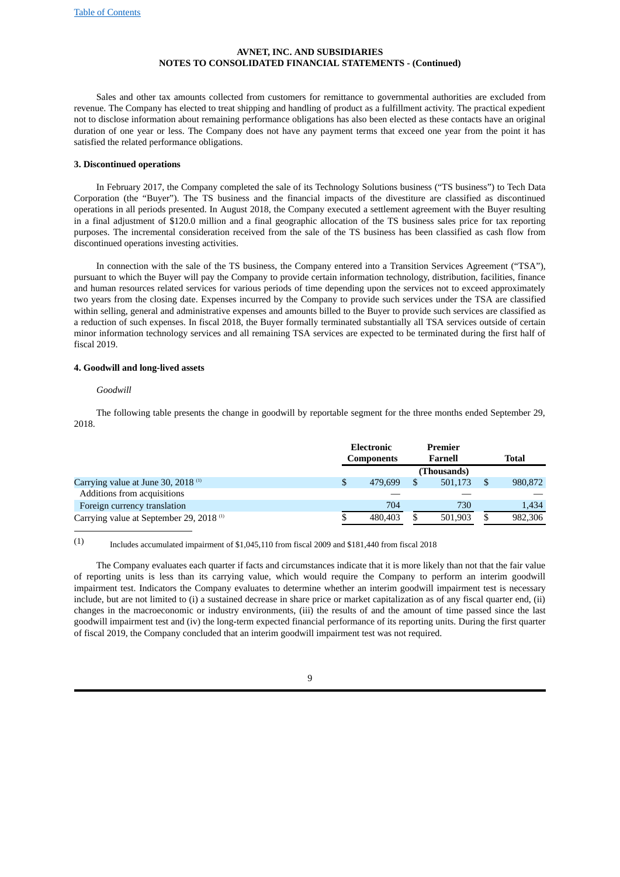Sales and other tax amounts collected from customers for remittance to governmental authorities are excluded from revenue. The Company has elected to treat shipping and handling of product as a fulfillment activity. The practical expedient not to disclose information about remaining performance obligations has also been elected as these contacts have an original duration of one year or less. The Company does not have any payment terms that exceed one year from the point it has satisfied the related performance obligations.

**3. Discontinued operations**

In February 2017, the Company completed the sale of its Technology Solutions business ("TS business") to Tech Data Corporation (the "Buyer"). The TS business and the financial impacts of the divestiture are classified as discontinued operations in all periods presented. In August 2018, the Company executed a settlement agreement with the Buyer resulting in a final adjustment of $120.0 million and a final geographic allocation of the TS business sales price for tax reporting purposes. The incremental consideration received from the sale of the TS business has been classified as cash flow from discontinued operations investing activities.

In connection with the sale of the TS business, the Company entered into a Transition Services Agreement ("TSA"), pursuant to which the Buyer will pay the Company to provide certain information technology, distribution, facilities, finance and human resources related services for various periods of time depending upon the services not to exceed approximately two years from the closing date. Expenses incurred by the Company to provide such services under the TSA are classified within selling, general and administrative expenses and amounts billed to the Buyer to provide such services are classified as a reduction of such expenses. In fiscal 2018, the Buyer formally terminated substantially all TSA services outside of certain minor information technology services and all remaining TSA services are expected to be terminated during the first half of fiscal 2019.

**4. Goodwill and long-lived assets**

*Goodwill*

The following table presents the change in goodwill by reportable segment for the three months ended September 29, 2018.

| | Electronic Components | Premier Farnell | Total |
|---|---|---|---|
| | (Thousands) | | |
| Carrying value at June 30, 2018 [(1)] | $ 479,699 | $ 501,173 | $ 980,872 |
| Additions from acquisitions | — | — | — |
| Foreign currency translation | 704 | 730 | 1,434 |
| Carrying value at September 29, 2018 [(1)] | $ 480,403 | $ 501,903 | $ 982,306 |

(1) Includes accumulated impairment of $1,045,110 from fiscal 2009 and $181,440 from fiscal 2018

The Company evaluates each quarter if facts and circumstances indicate that it is more likely than not that the fair value of reporting units is less than its carrying value, which would require the Company to perform an interim goodwill impairment test. Indicators the Company evaluates to determine whether an interim goodwill impairment test is necessary include, but are not limited to (i) a sustained decrease in share price or market capitalization as of any fiscal quarter end, (ii) changes in the macroeconomic or industry environments, (iii) the results of and the amount of time passed since the last goodwill impairment test and (iv) the long-term expected financial performance of its reporting units. During the first quarter of fiscal 2019, the Company concluded that an interim goodwill impairment test was not required.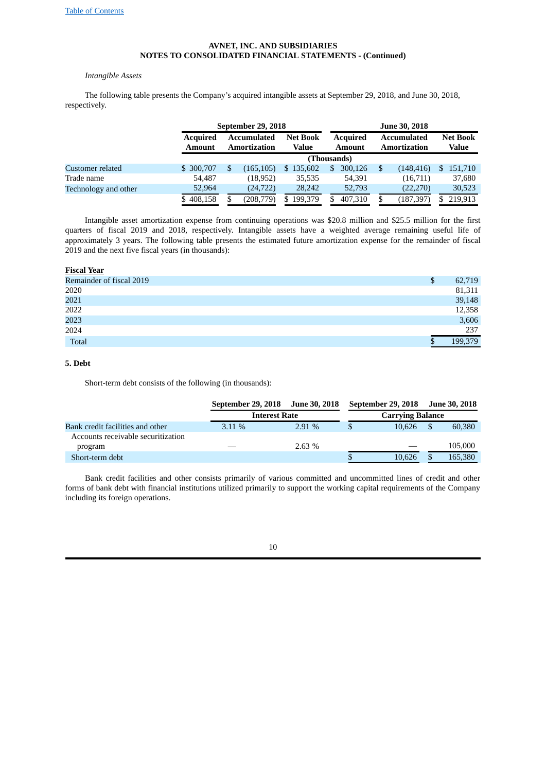*Intangible Assets*

The following table presents the Company's acquired intangible assets at September 29, 2018, and June 30, 2018, respectively.

| | September 29, 2018 | | | June 30, 2018 | | |
|---|---|---|---|---|---|---|
| | Acquired Amount | Accumulated Amortization | Net Book Value | Acquired Amount | Accumulated Amortization | Net Book Value |
| | (Thousands) | | | | | |
| Customer related | $ 300,707 | $ (165,105) | $ 135,602 | $ 300,126 | $ (148,416) | $ 151,710 |
| Trade name | 54,487 | (18,952) | 35,535 | 54,391 | (16,711) | 37,680 |
| Technology and other | 52,964 | (24,722) | 28,242 | 52,793 | (22,270) | 30,523 |
| | $ 408,158 | $ (208,779) | $ 199,379 | $ 407,310 | $ (187,397) | $ 219,913 |

Intangible asset amortization expense from continuing operations was $20.8 million and $25.5 million for the first quarters of fiscal 2019 and 2018, respectively. Intangible assets have a weighted average remaining useful life of approximately 3 years. The following table presents the estimated future amortization expense for the remainder of fiscal 2019 and the next five fiscal years (in thousands):

| Fiscal Year | |
|---|---|
| Remainder of fiscal 2019 | $ 62,719 |
| 2020 | 81,311 |
| 2021 | 39,148 |
| 2022 | 12,358 |
| 2023 | 3,606 |
| 2024 | 237 |
| Total | $ 199,379 |

**5. Debt**

Short-term debt consists of the following (in thousands):

| | September 29, 2018 | June 30, 2018 | September 29, 2018 | June 30, 2018 |
|---|---|---|---|---|
| | Interest Rate | | Carrying Balance | |
| Bank credit facilities and other | 3.11 % | 2.91 % | $ 10,626 | $ 60,380 |
| Accounts receivable securitization program | — | 2.63 % | — | 105,000 |
| Short-term debt | | | $ 10,626 | $ 165,380 |

Bank credit facilities and other consists primarily of various committed and uncommitted lines of credit and other forms of bank debt with financial institutions utilized primarily to support the working capital requirements of the Company including its foreign operations.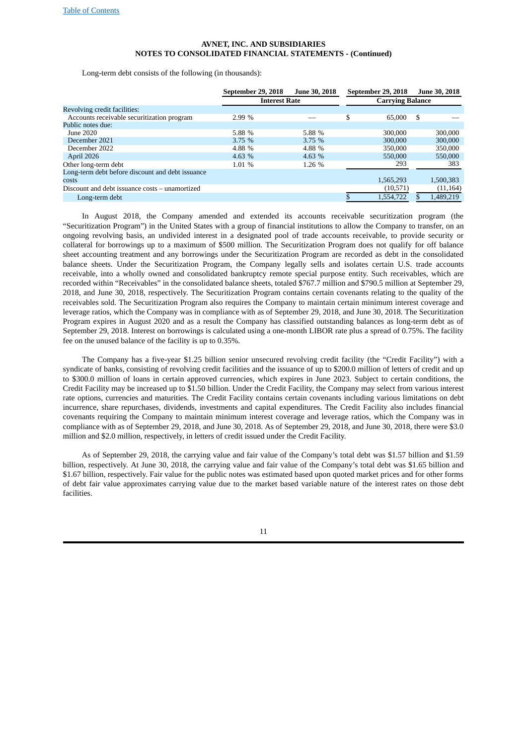**AVNET, INC. AND SUBSIDIARIES**
**NOTES TO CONSOLIDATED FINANCIAL STATEMENTS - (Continued)**

Long-term debt consists of the following (in thousands):

| | September 29, 2018 | June 30, 2018 | September 29, 2018 | June 30, 2018 |
|---|---|---|---|---|
| | Interest Rate | | Carrying Balance | |
| Revolving credit facilities: | | | | |
| Accounts receivable securitization program | 2.99 % | — | $ 65,000 | $ — |
| Public notes due: | | | | |
| June 2020 | 5.88 % | 5.88 % | 300,000 | 300,000 |
| December 2021 | 3.75 % | 3.75 % | 300,000 | 300,000 |
| December 2022 | 4.88 % | 4.88 % | 350,000 | 350,000 |
| April 2026 | 4.63 % | 4.63 % | 550,000 | 550,000 |
| Other long-term debt | 1.01 % | 1.26 % | 293 | 383 |
| Long-term debt before discount and debt issuance costs | | | 1,565,293 | 1,500,383 |
| Discount and debt issuance costs – unamortized | | | (10,571) | (11,164) |
| Long-term debt | | | $ 1,554,722 | $ 1,489,219 |

In August 2018, the Company amended and extended its accounts receivable securitization program (the "Securitization Program") in the United States with a group of financial institutions to allow the Company to transfer, on an ongoing revolving basis, an undivided interest in a designated pool of trade accounts receivable, to provide security or collateral for borrowings up to a maximum of $500 million. The Securitization Program does not qualify for off balance sheet accounting treatment and any borrowings under the Securitization Program are recorded as debt in the consolidated balance sheets. Under the Securitization Program, the Company legally sells and isolates certain U.S. trade accounts receivable, into a wholly owned and consolidated bankruptcy remote special purpose entity. Such receivables, which are recorded within "Receivables" in the consolidated balance sheets, totaled $767.7 million and $790.5 million at September 29, 2018, and June 30, 2018, respectively. The Securitization Program contains certain covenants relating to the quality of the receivables sold. The Securitization Program also requires the Company to maintain certain minimum interest coverage and leverage ratios, which the Company was in compliance with as of September 29, 2018, and June 30, 2018. The Securitization Program expires in August 2020 and as a result the Company has classified outstanding balances as long-term debt as of September 29, 2018. Interest on borrowings is calculated using a one-month LIBOR rate plus a spread of 0.75%. The facility fee on the unused balance of the facility is up to 0.35%.

The Company has a five-year $1.25 billion senior unsecured revolving credit facility (the "Credit Facility") with a syndicate of banks, consisting of revolving credit facilities and the issuance of up to $200.0 million of letters of credit and up to $300.0 million of loans in certain approved currencies, which expires in June 2023. Subject to certain conditions, the Credit Facility may be increased up to $1.50 billion. Under the Credit Facility, the Company may select from various interest rate options, currencies and maturities. The Credit Facility contains certain covenants including various limitations on debt incurrence, share repurchases, dividends, investments and capital expenditures. The Credit Facility also includes financial covenants requiring the Company to maintain minimum interest coverage and leverage ratios, which the Company was in compliance with as of September 29, 2018, and June 30, 2018. As of September 29, 2018, and June 30, 2018, there were $3.0 million and $2.0 million, respectively, in letters of credit issued under the Credit Facility.

As of September 29, 2018, the carrying value and fair value of the Company's total debt was $1.57 billion and $1.59 billion, respectively. At June 30, 2018, the carrying value and fair value of the Company's total debt was $1.65 billion and $1.67 billion, respectively. Fair value for the public notes was estimated based upon quoted market prices and for other forms of debt fair value approximates carrying value due to the market based variable nature of the interest rates on those debt facilities.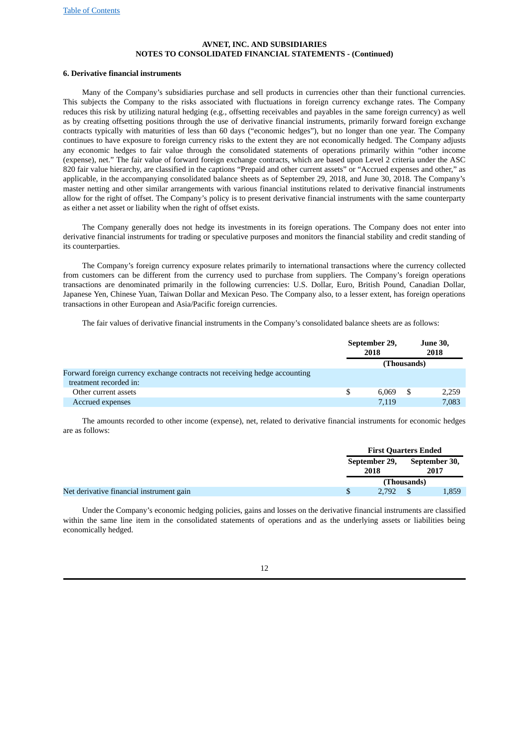**AVNET, INC. AND SUBSIDIARIES**
**NOTES TO CONSOLIDATED FINANCIAL STATEMENTS - (Continued)**

**6. Derivative financial instruments**

Many of the Company's subsidiaries purchase and sell products in currencies other than their functional currencies. This subjects the Company to the risks associated with fluctuations in foreign currency exchange rates. The Company reduces this risk by utilizing natural hedging (e.g., offsetting receivables and payables in the same foreign currency) as well as by creating offsetting positions through the use of derivative financial instruments, primarily forward foreign exchange contracts typically with maturities of less than 60 days ("economic hedges"), but no longer than one year. The Company continues to have exposure to foreign currency risks to the extent they are not economically hedged. The Company adjusts any economic hedges to fair value through the consolidated statements of operations primarily within "other income (expense), net." The fair value of forward foreign exchange contracts, which are based upon Level 2 criteria under the ASC 820 fair value hierarchy, are classified in the captions "Prepaid and other current assets" or "Accrued expenses and other," as applicable, in the accompanying consolidated balance sheets as of September 29, 2018, and June 30, 2018. The Company's master netting and other similar arrangements with various financial institutions related to derivative financial instruments allow for the right of offset. The Company's policy is to present derivative financial instruments with the same counterparty as either a net asset or liability when the right of offset exists.

The Company generally does not hedge its investments in its foreign operations. The Company does not enter into derivative financial instruments for trading or speculative purposes and monitors the financial stability and credit standing of its counterparties.

The Company's foreign currency exposure relates primarily to international transactions where the currency collected from customers can be different from the currency used to purchase from suppliers. The Company's foreign operations transactions are denominated primarily in the following currencies: U.S. Dollar, Euro, British Pound, Canadian Dollar, Japanese Yen, Chinese Yuan, Taiwan Dollar and Mexican Peso. The Company also, to a lesser extent, has foreign operations transactions in other European and Asia/Pacific foreign currencies.

The fair values of derivative financial instruments in the Company's consolidated balance sheets are as follows:

| | September 29, 2018 | June 30, 2018 |
|---|---|---|
| | (Thousands) | |
| Forward foreign currency exchange contracts not receiving hedge accounting treatment recorded in: | | |
| Other current assets | $ 6,069 | $ 2,259 |
| Accrued expenses | 7,119 | 7,083 |

The amounts recorded to other income (expense), net, related to derivative financial instruments for economic hedges are as follows:

| | First Quarters Ended | |
|---|---|---|
| | September 29, 2018 | September 30, 2017 |
| | (Thousands) | |
| Net derivative financial instrument gain | $ 2,792 | $ 1,859 |

Under the Company's economic hedging policies, gains and losses on the derivative financial instruments are classified within the same line item in the consolidated statements of operations and as the underlying assets or liabilities being economically hedged.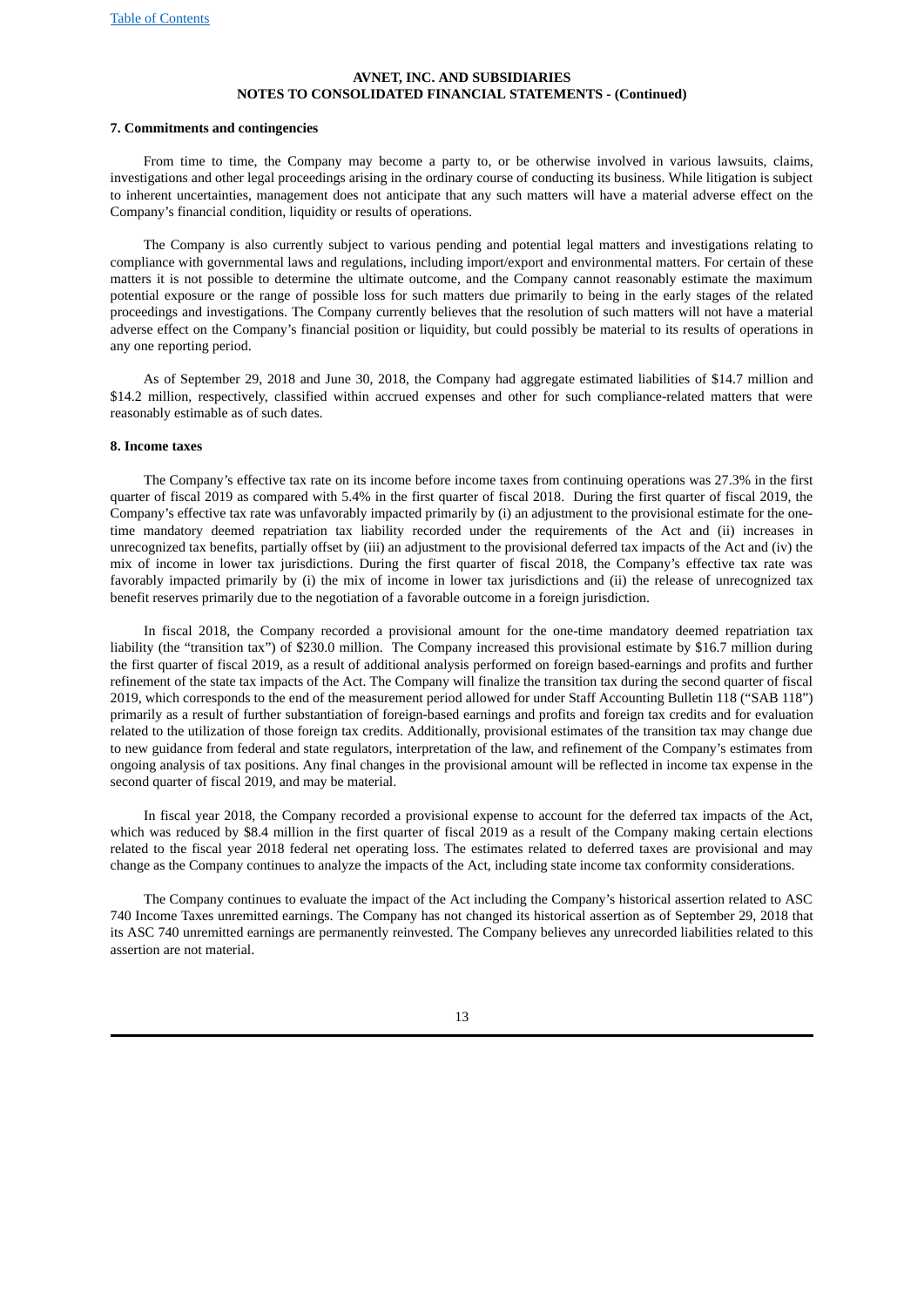**AVNET, INC. AND SUBSIDIARIES**
**NOTES TO CONSOLIDATED FINANCIAL STATEMENTS - (Continued)**

**7. Commitments and contingencies**

From time to time, the Company may become a party to, or be otherwise involved in various lawsuits, claims, investigations and other legal proceedings arising in the ordinary course of conducting its business. While litigation is subject to inherent uncertainties, management does not anticipate that any such matters will have a material adverse effect on the Company's financial condition, liquidity or results of operations.

The Company is also currently subject to various pending and potential legal matters and investigations relating to compliance with governmental laws and regulations, including import/export and environmental matters. For certain of these matters it is not possible to determine the ultimate outcome, and the Company cannot reasonably estimate the maximum potential exposure or the range of possible loss for such matters due primarily to being in the early stages of the related proceedings and investigations. The Company currently believes that the resolution of such matters will not have a material adverse effect on the Company's financial position or liquidity, but could possibly be material to its results of operations in any one reporting period.

As of September 29, 2018 and June 30, 2018, the Company had aggregate estimated liabilities of $14.7 million and $14.2 million, respectively, classified within accrued expenses and other for such compliance-related matters that were reasonably estimable as of such dates.

**8. Income taxes**

The Company's effective tax rate on its income before income taxes from continuing operations was 27.3% in the first quarter of fiscal 2019 as compared with 5.4% in the first quarter of fiscal 2018. During the first quarter of fiscal 2019, the Company's effective tax rate was unfavorably impacted primarily by (i) an adjustment to the provisional estimate for the one-time mandatory deemed repatriation tax liability recorded under the requirements of the Act and (ii) increases in unrecognized tax benefits, partially offset by (iii) an adjustment to the provisional deferred tax impacts of the Act and (iv) the mix of income in lower tax jurisdictions. During the first quarter of fiscal 2018, the Company's effective tax rate was favorably impacted primarily by (i) the mix of income in lower tax jurisdictions and (ii) the release of unrecognized tax benefit reserves primarily due to the negotiation of a favorable outcome in a foreign jurisdiction.

In fiscal 2018, the Company recorded a provisional amount for the one-time mandatory deemed repatriation tax liability (the "transition tax") of $230.0 million. The Company increased this provisional estimate by $16.7 million during the first quarter of fiscal 2019, as a result of additional analysis performed on foreign based-earnings and profits and further refinement of the state tax impacts of the Act. The Company will finalize the transition tax during the second quarter of fiscal 2019, which corresponds to the end of the measurement period allowed for under Staff Accounting Bulletin 118 ("SAB 118") primarily as a result of further substantiation of foreign-based earnings and profits and foreign tax credits and for evaluation related to the utilization of those foreign tax credits. Additionally, provisional estimates of the transition tax may change due to new guidance from federal and state regulators, interpretation of the law, and refinement of the Company's estimates from ongoing analysis of tax positions. Any final changes in the provisional amount will be reflected in income tax expense in the second quarter of fiscal 2019, and may be material.

In fiscal year 2018, the Company recorded a provisional expense to account for the deferred tax impacts of the Act, which was reduced by $8.4 million in the first quarter of fiscal 2019 as a result of the Company making certain elections related to the fiscal year 2018 federal net operating loss. The estimates related to deferred taxes are provisional and may change as the Company continues to analyze the impacts of the Act, including state income tax conformity considerations.

The Company continues to evaluate the impact of the Act including the Company's historical assertion related to ASC 740 Income Taxes unremitted earnings. The Company has not changed its historical assertion as of September 29, 2018 that its ASC 740 unremitted earnings are permanently reinvested. The Company believes any unrecorded liabilities related to this assertion are not material.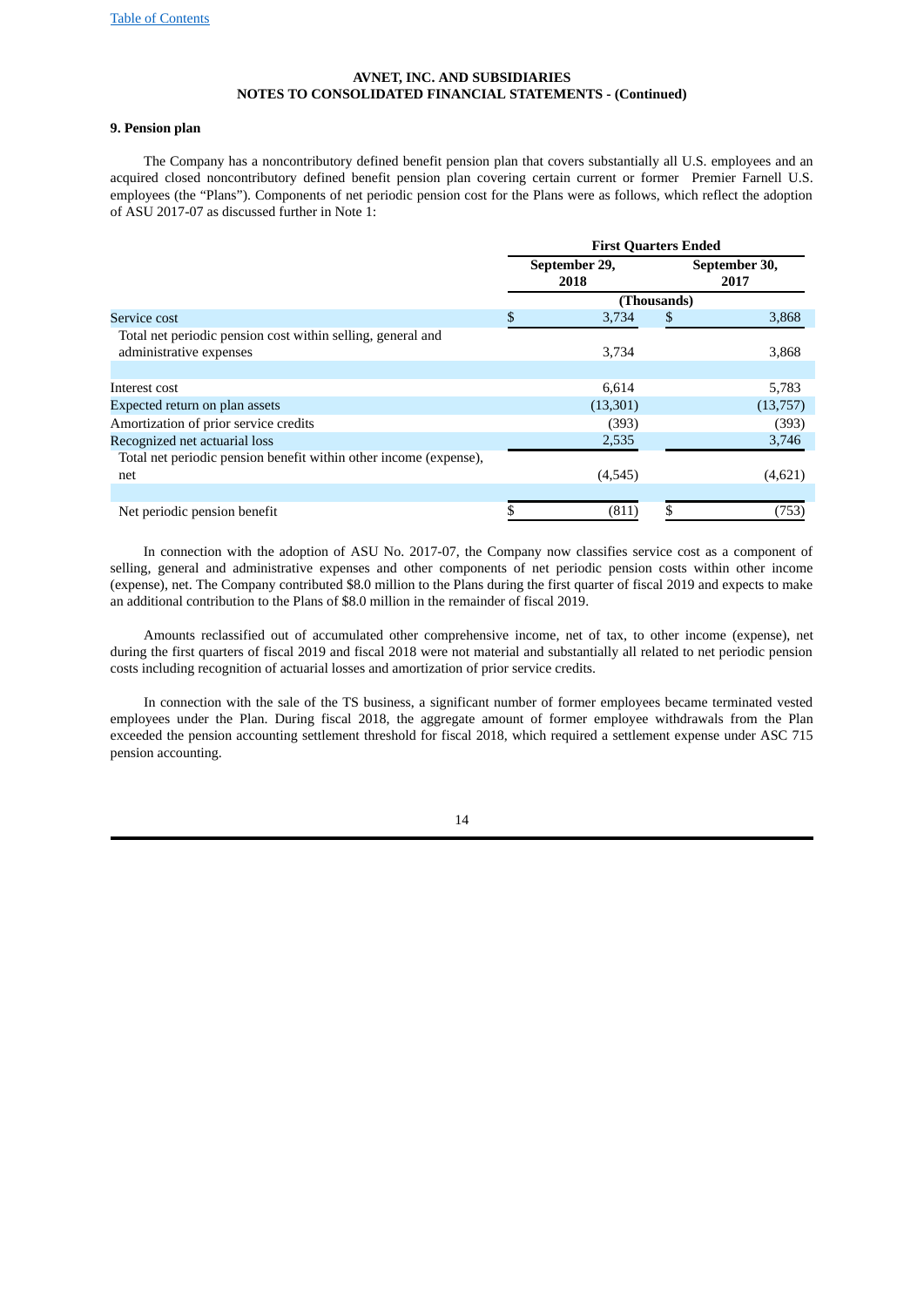**AVNET, INC. AND SUBSIDIARIES**
**NOTES TO CONSOLIDATED FINANCIAL STATEMENTS - (Continued)**

**9. Pension plan**

The Company has a noncontributory defined benefit pension plan that covers substantially all U.S. employees and an acquired closed noncontributory defined benefit pension plan covering certain current or former Premier Farnell U.S. employees (the "Plans"). Components of net periodic pension cost for the Plans were as follows, which reflect the adoption of ASU 2017-07 as discussed further in Note 1:

| | First Quarters Ended | |
|---|---|---|
| | September 29, 2018 | September 30, 2017 |
| | (Thousands) | |
| Service cost | $ 3,734 | $ 3,868 |
| Total net periodic pension cost within selling, general and administrative expenses | 3,734 | 3,868 |
| | | |
| Interest cost | 6,614 | 5,783 |
| Expected return on plan assets | (13,301) | (13,757) |
| Amortization of prior service credits | (393) | (393) |
| Recognized net actuarial loss | 2,535 | 3,746 |
| Total net periodic pension benefit within other income (expense), net | (4,545) | (4,621) |
| | | |
| Net periodic pension benefit | $ (811) | $ (753) |

In connection with the adoption of ASU No. 2017-07, the Company now classifies service cost as a component of selling, general and administrative expenses and other components of net periodic pension costs within other income (expense), net. The Company contributed $8.0 million to the Plans during the first quarter of fiscal 2019 and expects to make an additional contribution to the Plans of $8.0 million in the remainder of fiscal 2019.

Amounts reclassified out of accumulated other comprehensive income, net of tax, to other income (expense), net during the first quarters of fiscal 2019 and fiscal 2018 were not material and substantially all related to net periodic pension costs including recognition of actuarial losses and amortization of prior service credits.

In connection with the sale of the TS business, a significant number of former employees became terminated vested employees under the Plan. During fiscal 2018, the aggregate amount of former employee withdrawals from the Plan exceeded the pension accounting settlement threshold for fiscal 2018, which required a settlement expense under ASC 715 pension accounting.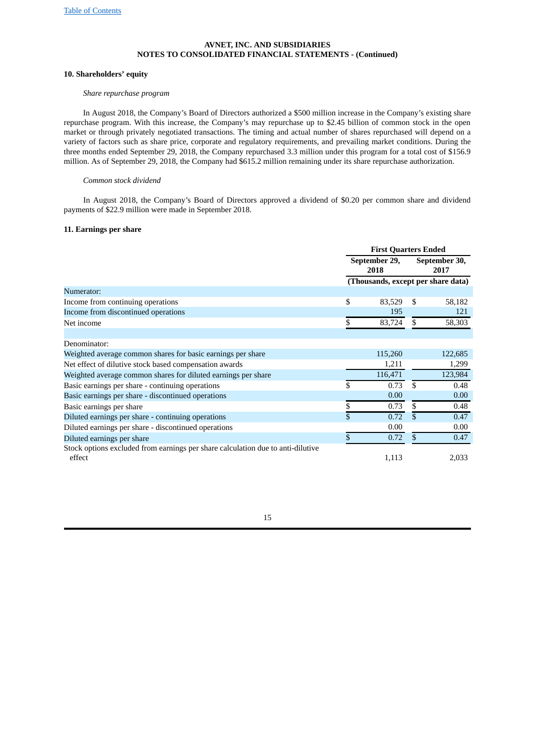**AVNET, INC. AND SUBSIDIARIES**
**NOTES TO CONSOLIDATED FINANCIAL STATEMENTS - (Continued)**

**10. Shareholders' equity**

*Share repurchase program*

In August 2018, the Company's Board of Directors authorized a $500 million increase in the Company's existing share repurchase program. With this increase, the Company's may repurchase up to $2.45 billion of common stock in the open market or through privately negotiated transactions. The timing and actual number of shares repurchased will depend on a variety of factors such as share price, corporate and regulatory requirements, and prevailing market conditions. During the three months ended September 29, 2018, the Company repurchased 3.3 million under this program for a total cost of $156.9 million. As of September 29, 2018, the Company had $615.2 million remaining under its share repurchase authorization.

*Common stock dividend*

In August 2018, the Company's Board of Directors approved a dividend of $0.20 per common share and dividend payments of $22.9 million were made in September 2018.

**11. Earnings per share**

| | First Quarters Ended | |
|---|---|---|
| | September 29, 2018 | September 30, 2017 |
| | (Thousands, except per share data) | |
| Numerator: | | |
| Income from continuing operations | $ 83,529 | $ 58,182 |
| Income from discontinued operations | 195 | 121 |
| Net income | $ 83,724 | $ 58,303 |
| | | |
| Denominator: | | |
| Weighted average common shares for basic earnings per share | 115,260 | 122,685 |
| Net effect of dilutive stock based compensation awards | 1,211 | 1,299 |
| Weighted average common shares for diluted earnings per share | 116,471 | 123,984 |
| Basic earnings per share - continuing operations | $ 0.73 | $ 0.48 |
| Basic earnings per share - discontinued operations | 0.00 | 0.00 |
| Basic earnings per share | $ 0.73 | $ 0.48 |
| Diluted earnings per share - continuing operations | $ 0.72 | $ 0.47 |
| Diluted earnings per share - discontinued operations | 0.00 | 0.00 |
| Diluted earnings per share | $ 0.72 | $ 0.47 |
| Stock options excluded from earnings per share calculation due to anti-dilutive effect | 1,113 | 2,033 |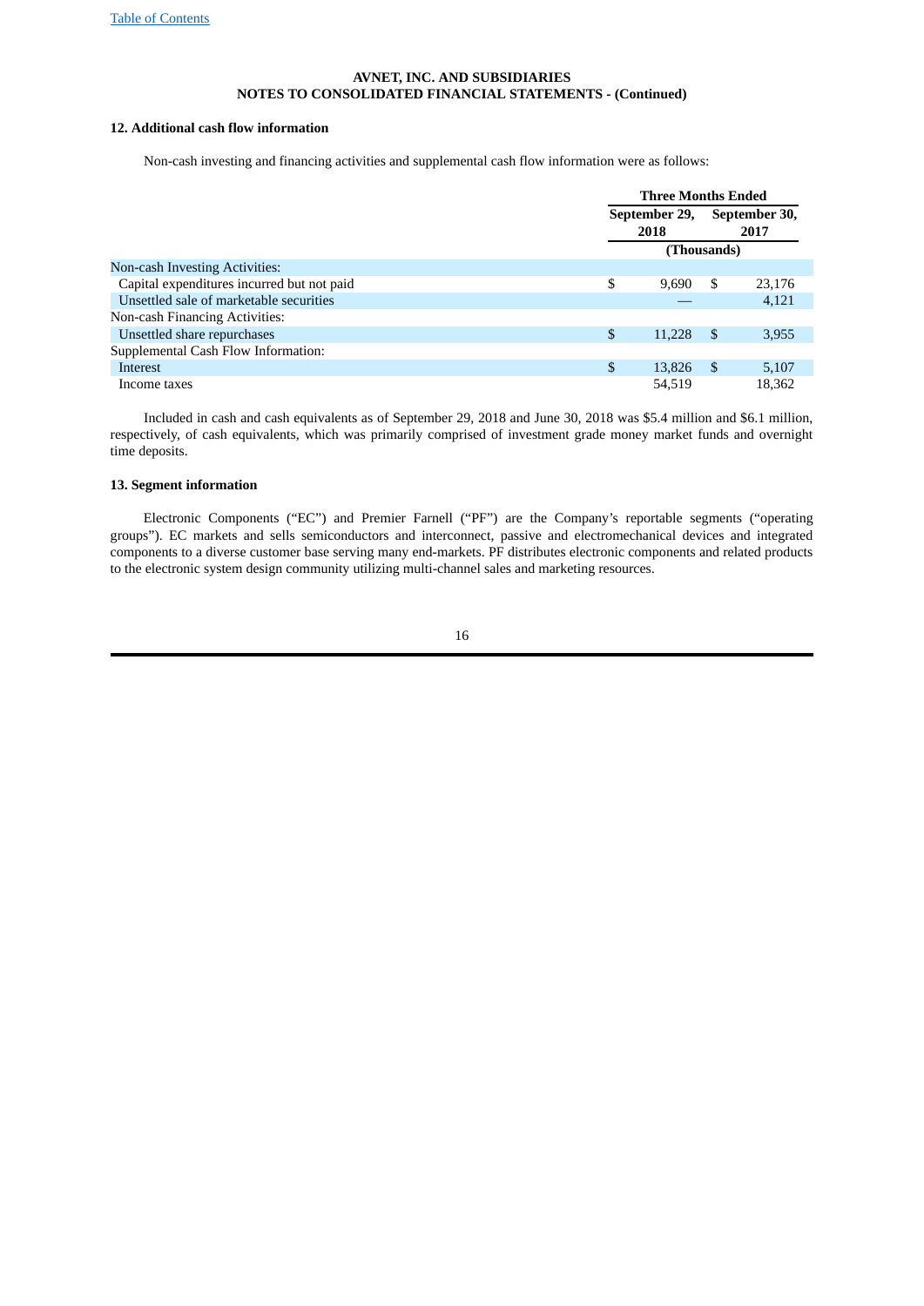**AVNET, INC. AND SUBSIDIARIES**
**NOTES TO CONSOLIDATED FINANCIAL STATEMENTS - (Continued)**

### 12. Additional cash flow information

Non-cash investing and financing activities and supplemental cash flow information were as follows:

| | Three Months Ended | |
|---|---|---|
| | September 29, 2018 | September 30, 2017 |
| | (Thousands) | |
| Non-cash Investing Activities: | | |
| Capital expenditures incurred but not paid | $ 9,690 | $ 23,176 |
| Unsettled sale of marketable securities | — | 4,121 |
| Non-cash Financing Activities: | | |
| Unsettled share repurchases | $ 11,228 | $ 3,955 |
| Supplemental Cash Flow Information: | | |
| Interest | $ 13,826 | $ 5,107 |
| Income taxes | 54,519 | 18,362 |

Included in cash and cash equivalents as of September 29, 2018 and June 30, 2018 was $5.4 million and $6.1 million, respectively, of cash equivalents, which was primarily comprised of investment grade money market funds and overnight time deposits.

### 13. Segment information

Electronic Components ("EC") and Premier Farnell ("PF") are the Company's reportable segments ("operating groups"). EC markets and sells semiconductors and interconnect, passive and electromechanical devices and integrated components to a diverse customer base serving many end-markets. PF distributes electronic components and related products to the electronic system design community utilizing multi-channel sales and marketing resources.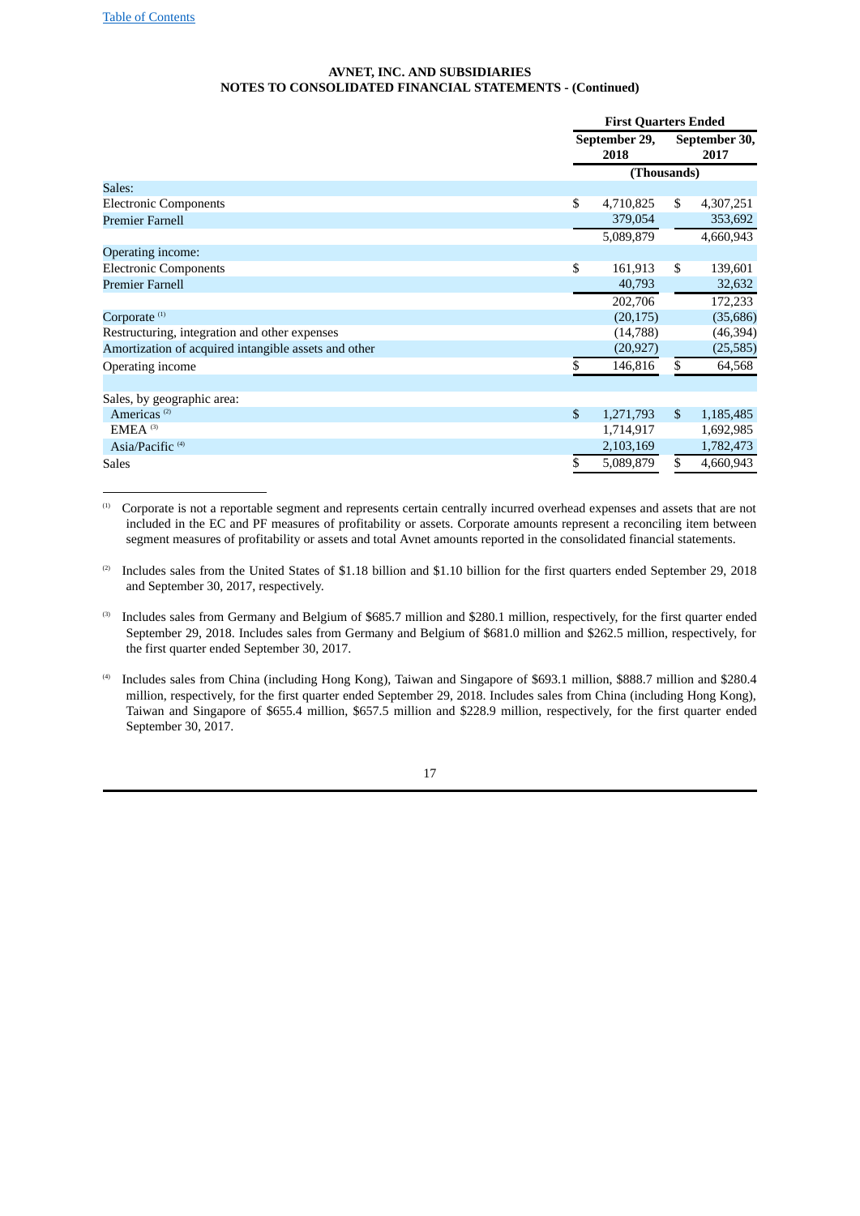Table of Contents

**AVNET, INC. AND SUBSIDIARIES**
**NOTES TO CONSOLIDATED FINANCIAL STATEMENTS - (Continued)**

| | First Quarters Ended | |
|---|---|---|
| | September 29, 2018 | September 30, 2017 |
| | (Thousands) | |
| Sales: | | |
| Electronic Components | $ 4,710,825 | $ 4,307,251 |
| Premier Farnell | 379,054 | 353,692 |
| | 5,089,879 | 4,660,943 |
| Operating income: | | |
| Electronic Components | $ 161,913 | $ 139,601 |
| Premier Farnell | 40,793 | 32,632 |
| | 202,706 | 172,233 |
| Corporate [(1)] | (20,175) | (35,686) |
| Restructuring, integration and other expenses | (14,788) | (46,394) |
| Amortization of acquired intangible assets and other | (20,927) | (25,585) |
| Operating income | $ 146,816 | $ 64,568 |
| | | |
| Sales, by geographic area: | | |
| Americas [(2)] | $ 1,271,793 | $ 1,185,485 |
| EMEA [(3)] | 1,714,917 | 1,692,985 |
| Asia/Pacific [(4)] | 2,103,169 | 1,782,473 |
| Sales | $ 5,089,879 | $ 4,660,943 |

(1) Corporate is not a reportable segment and represents certain centrally incurred overhead expenses and assets that are not included in the EC and PF measures of profitability or assets. Corporate amounts represent a reconciling item between segment measures of profitability or assets and total Avnet amounts reported in the consolidated financial statements.

(2) Includes sales from the United States of $1.18 billion and $1.10 billion for the first quarters ended September 29, 2018 and September 30, 2017, respectively.

(3) Includes sales from Germany and Belgium of $685.7 million and $280.1 million, respectively, for the first quarter ended September 29, 2018. Includes sales from Germany and Belgium of $681.0 million and $262.5 million, respectively, for the first quarter ended September 30, 2017.

(4) Includes sales from China (including Hong Kong), Taiwan and Singapore of $693.1 million, $888.7 million and $280.4 million, respectively, for the first quarter ended September 29, 2018. Includes sales from China (including Hong Kong), Taiwan and Singapore of $655.4 million, $657.5 million and $228.9 million, respectively, for the first quarter ended September 30, 2017.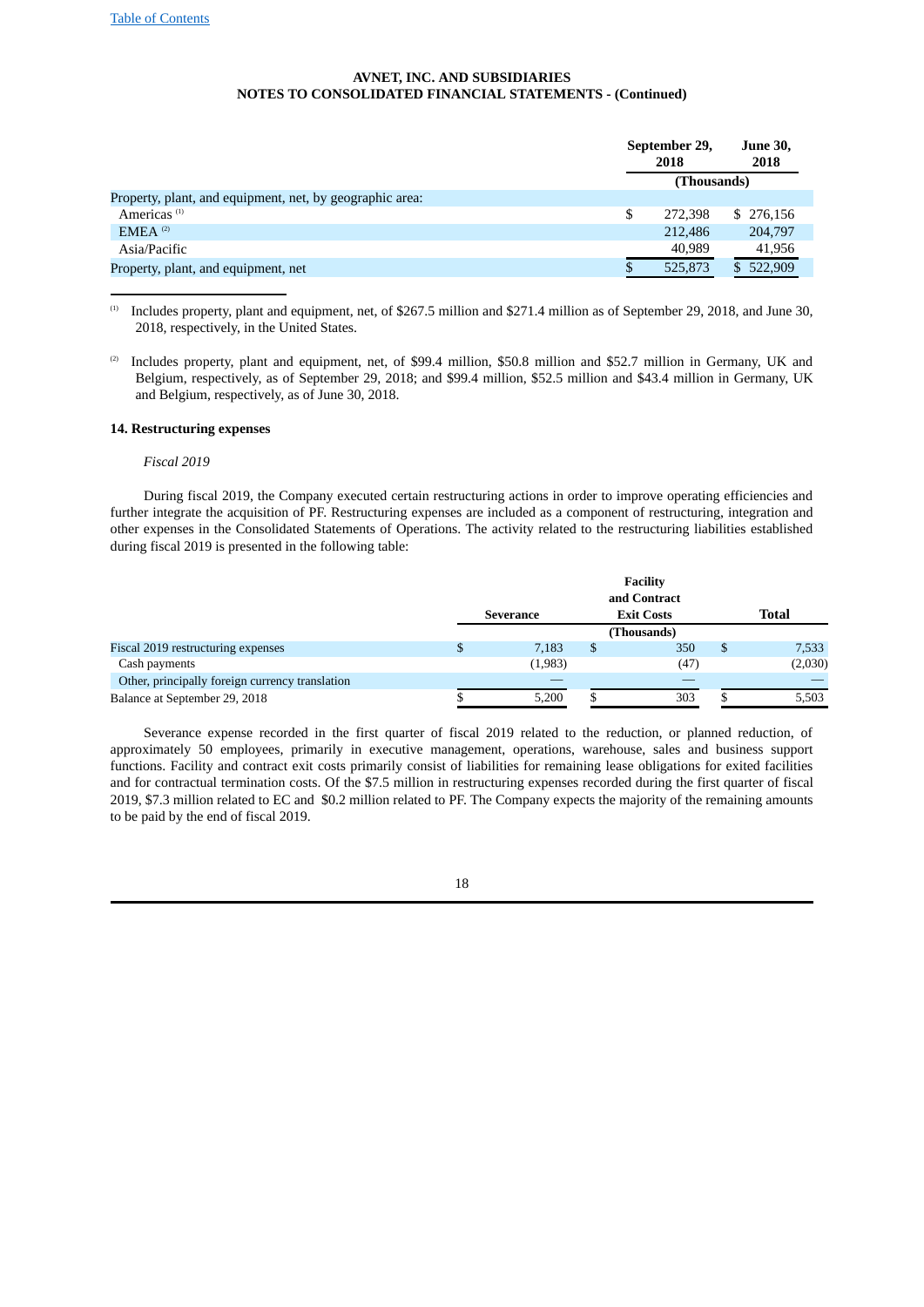Table of Contents

**AVNET, INC. AND SUBSIDIARIES**
**NOTES TO CONSOLIDATED FINANCIAL STATEMENTS - (Continued)**

| | September 29, 2018 | June 30, 2018 |
|---|---|---|
| | (Thousands) | |
| Property, plant, and equipment, net, by geographic area: | | |
| Americas [(1)] | $ 272,398 | $ 276,156 |
| EMEA [(2)] | 212,486 | 204,797 |
| Asia/Pacific | 40,989 | 41,956 |
| Property, plant, and equipment, net | $ 525,873 | $ 522,909 |

[(1)] Includes property, plant and equipment, net, of $267.5 million and $271.4 million as of September 29, 2018, and June 30, 2018, respectively, in the United States.

[(2)] Includes property, plant and equipment, net, of $99.4 million, $50.8 million and $52.7 million in Germany, UK and Belgium, respectively, as of September 29, 2018; and $99.4 million, $52.5 million and $43.4 million in Germany, UK and Belgium, respectively, as of June 30, 2018.

## 14. Restructuring expenses

*Fiscal 2019*

During fiscal 2019, the Company executed certain restructuring actions in order to improve operating efficiencies and further integrate the acquisition of PF. Restructuring expenses are included as a component of restructuring, integration and other expenses in the Consolidated Statements of Operations. The activity related to the restructuring liabilities established during fiscal 2019 is presented in the following table:

| | Severance | Facility and Contract Exit Costs | Total |
|---|---|---|---|
| | | (Thousands) | |
| Fiscal 2019 restructuring expenses | $ 7,183 | $ 350 | $ 7,533 |
| Cash payments | (1,983) | (47) | (2,030) |
| Other, principally foreign currency translation | — | — | — |
| Balance at September 29, 2018 | $ 5,200 | $ 303 | $ 5,503 |

Severance expense recorded in the first quarter of fiscal 2019 related to the reduction, or planned reduction, of approximately 50 employees, primarily in executive management, operations, warehouse, sales and business support functions. Facility and contract exit costs primarily consist of liabilities for remaining lease obligations for exited facilities and for contractual termination costs. Of the $7.5 million in restructuring expenses recorded during the first quarter of fiscal 2019, $7.3 million related to EC and $0.2 million related to PF. The Company expects the majority of the remaining amounts to be paid by the end of fiscal 2019.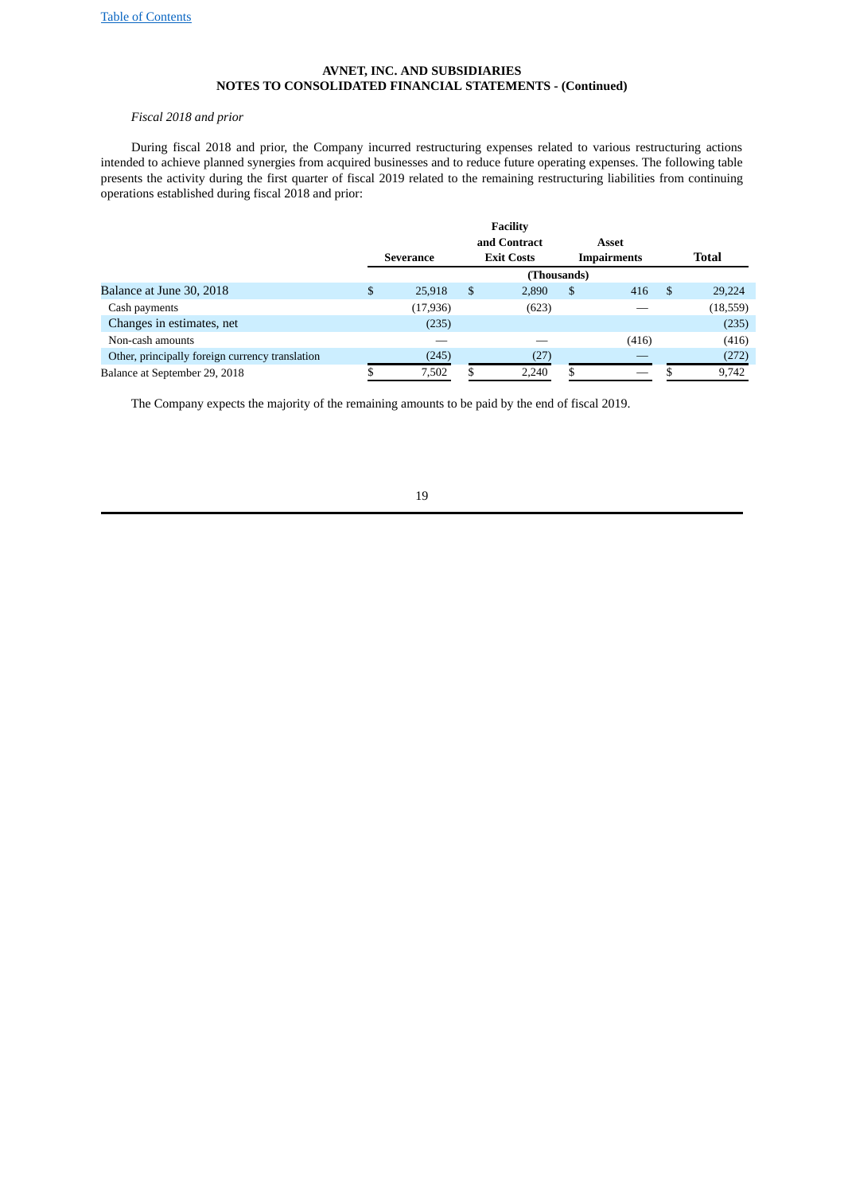**AVNET, INC. AND SUBSIDIARIES**
**NOTES TO CONSOLIDATED FINANCIAL STATEMENTS - (Continued)**

*Fiscal 2018 and prior*

During fiscal 2018 and prior, the Company incurred restructuring expenses related to various restructuring actions intended to achieve planned synergies from acquired businesses and to reduce future operating expenses. The following table presents the activity during the first quarter of fiscal 2019 related to the remaining restructuring liabilities from continuing operations established during fiscal 2018 and prior:

| | Severance | Facility and Contract Exit Costs | Asset Impairments | Total |
|---|---|---|---|---|
| | | (Thousands) | | |
| Balance at June 30, 2018 | $ 25,918 | $ 2,890 | $ 416 | $ 29,224 |
| Cash payments | (17,936) | (623) | — | (18,559) |
| Changes in estimates, net | (235) | | | (235) |
| Non-cash amounts | — | — | (416) | (416) |
| Other, principally foreign currency translation | (245) | (27) | — | (272) |
| Balance at September 29, 2018 | $ 7,502 | $ 2,240 | $ — | $ 9,742 |

The Company expects the majority of the remaining amounts to be paid by the end of fiscal 2019.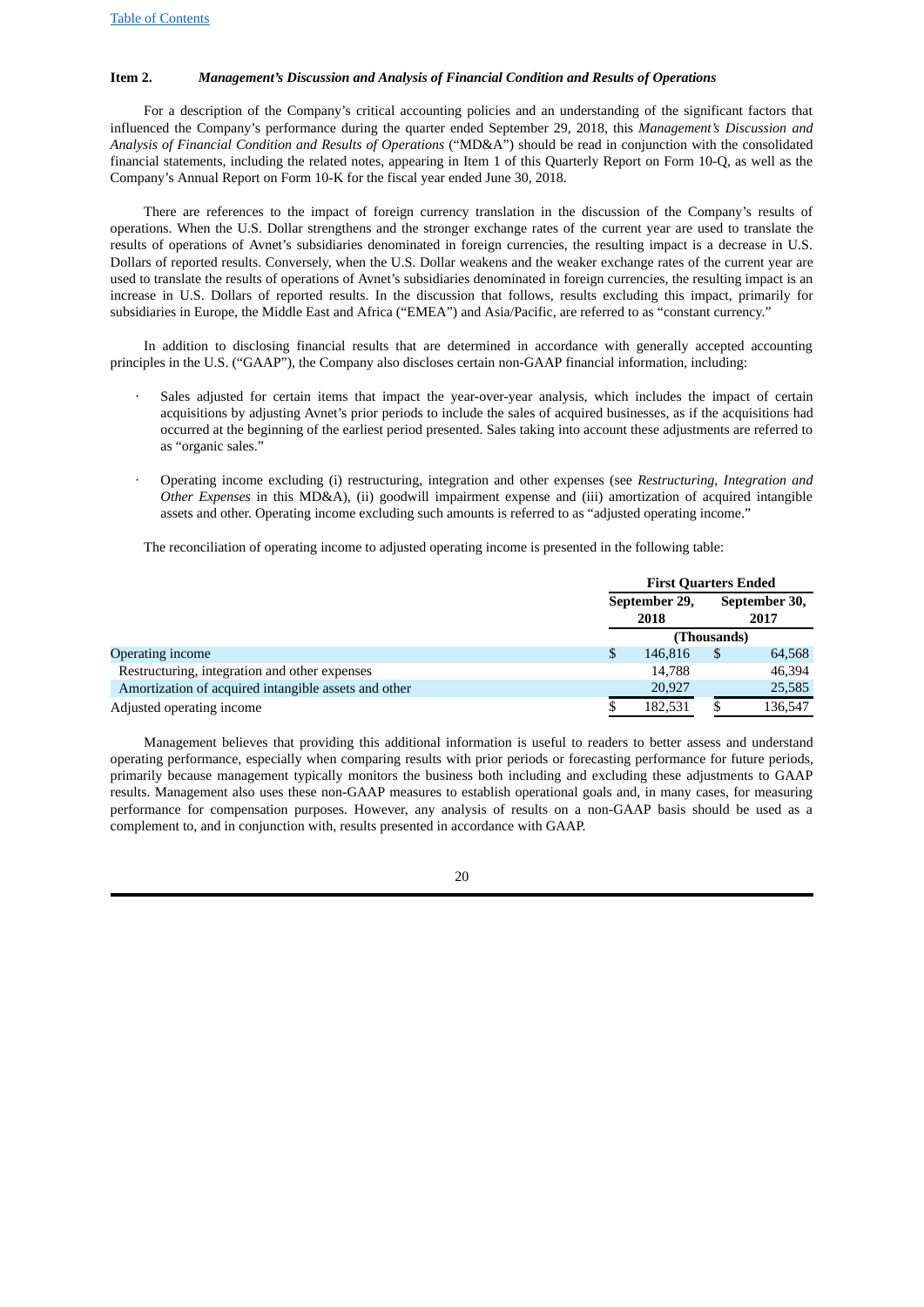Table of Contents

**Item 2.** ***Management's Discussion and Analysis of Financial Condition and Results of Operations***

For a description of the Company's critical accounting policies and an understanding of the significant factors that influenced the Company's performance during the quarter ended September 29, 2018, this *Management's Discussion and Analysis of Financial Condition and Results of Operations* ("MD&A") should be read in conjunction with the consolidated financial statements, including the related notes, appearing in Item 1 of this Quarterly Report on Form 10-Q, as well as the Company's Annual Report on Form 10-K for the fiscal year ended June 30, 2018.

There are references to the impact of foreign currency translation in the discussion of the Company's results of operations. When the U.S. Dollar strengthens and the stronger exchange rates of the current year are used to translate the results of operations of Avnet's subsidiaries denominated in foreign currencies, the resulting impact is a decrease in U.S. Dollars of reported results. Conversely, when the U.S. Dollar weakens and the weaker exchange rates of the current year are used to translate the results of operations of Avnet's subsidiaries denominated in foreign currencies, the resulting impact is an increase in U.S. Dollars of reported results. In the discussion that follows, results excluding this impact, primarily for subsidiaries in Europe, the Middle East and Africa ("EMEA") and Asia/Pacific, are referred to as "constant currency."

In addition to disclosing financial results that are determined in accordance with generally accepted accounting principles in the U.S. ("GAAP"), the Company also discloses certain non-GAAP financial information, including:

- Sales adjusted for certain items that impact the year-over-year analysis, which includes the impact of certain acquisitions by adjusting Avnet's prior periods to include the sales of acquired businesses, as if the acquisitions had occurred at the beginning of the earliest period presented. Sales taking into account these adjustments are referred to as "organic sales."

- Operating income excluding (i) restructuring, integration and other expenses (see *Restructuring, Integration and Other Expenses* in this MD&A), (ii) goodwill impairment expense and (iii) amortization of acquired intangible assets and other. Operating income excluding such amounts is referred to as "adjusted operating income."

The reconciliation of operating income to adjusted operating income is presented in the following table:

| | First Quarters Ended | |
|---|---|---|
| | September 29, 2018 | September 30, 2017 |
| | (Thousands) | |
| Operating income | $ 146,816 | $ 64,568 |
| Restructuring, integration and other expenses | 14,788 | 46,394 |
| Amortization of acquired intangible assets and other | 20,927 | 25,585 |
| Adjusted operating income | $ 182,531 | $ 136,547 |

Management believes that providing this additional information is useful to readers to better assess and understand operating performance, especially when comparing results with prior periods or forecasting performance for future periods, primarily because management typically monitors the business both including and excluding these adjustments to GAAP results. Management also uses these non-GAAP measures to establish operational goals and, in many cases, for measuring performance for compensation purposes. However, any analysis of results on a non-GAAP basis should be used as a complement to, and in conjunction with, results presented in accordance with GAAP.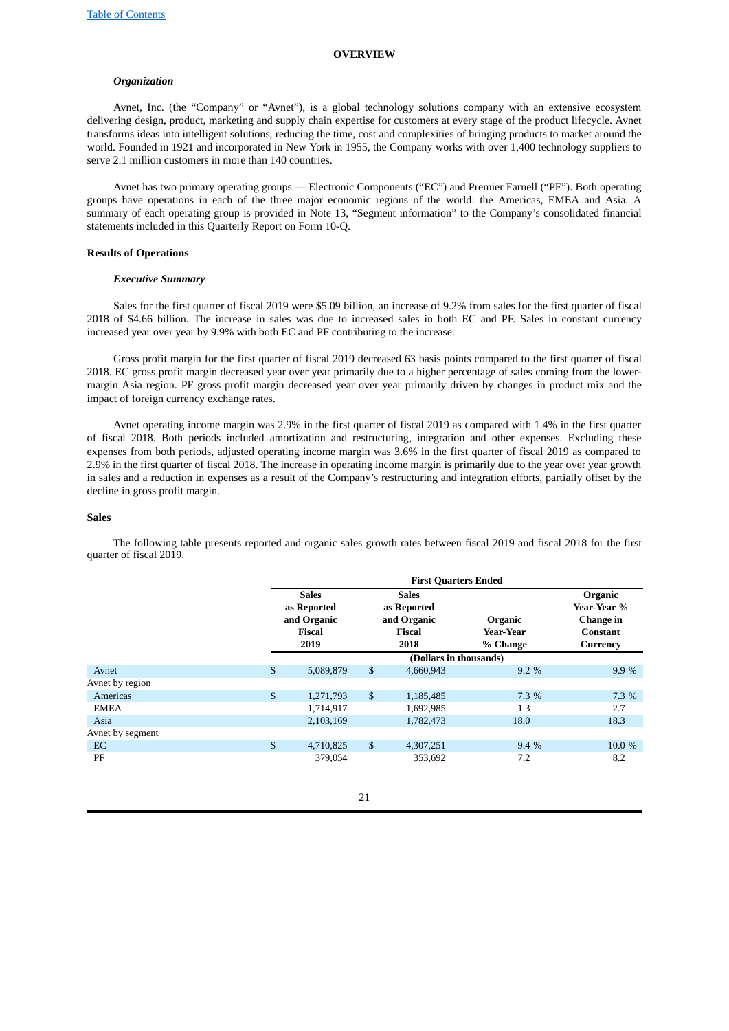## OVERVIEW

### *Organization*

Avnet, Inc. (the "Company" or "Avnet"), is a global technology solutions company with an extensive ecosystem delivering design, product, marketing and supply chain expertise for customers at every stage of the product lifecycle. Avnet transforms ideas into intelligent solutions, reducing the time, cost and complexities of bringing products to market around the world. Founded in 1921 and incorporated in New York in 1955, the Company works with over 1,400 technology suppliers to serve 2.1 million customers in more than 140 countries.

Avnet has two primary operating groups — Electronic Components ("EC") and Premier Farnell ("PF"). Both operating groups have operations in each of the three major economic regions of the world: the Americas, EMEA and Asia. A summary of each operating group is provided in Note 13, "Segment information" to the Company's consolidated financial statements included in this Quarterly Report on Form 10-Q.

## Results of Operations

### *Executive Summary*

Sales for the first quarter of fiscal 2019 were $5.09 billion, an increase of 9.2% from sales for the first quarter of fiscal 2018 of $4.66 billion. The increase in sales was due to increased sales in both EC and PF. Sales in constant currency increased year over year by 9.9% with both EC and PF contributing to the increase.

Gross profit margin for the first quarter of fiscal 2019 decreased 63 basis points compared to the first quarter of fiscal 2018. EC gross profit margin decreased year over year primarily due to a higher percentage of sales coming from the lower-margin Asia region. PF gross profit margin decreased year over year primarily driven by changes in product mix and the impact of foreign currency exchange rates.

Avnet operating income margin was 2.9% in the first quarter of fiscal 2019 as compared with 1.4% in the first quarter of fiscal 2018. Both periods included amortization and restructuring, integration and other expenses. Excluding these expenses from both periods, adjusted operating income margin was 3.6% in the first quarter of fiscal 2019 as compared to 2.9% in the first quarter of fiscal 2018. The increase in operating income margin is primarily due to the year over year growth in sales and a reduction in expenses as a result of the Company's restructuring and integration efforts, partially offset by the decline in gross profit margin.

## Sales

The following table presents reported and organic sales growth rates between fiscal 2019 and fiscal 2018 for the first quarter of fiscal 2019.

| | First Quarters Ended | | | |
|---|---|---|---|---|
| | Sales as Reported and Organic Fiscal 2019 | Sales as Reported and Organic Fiscal 2018 | Organic Year-Year % Change | Organic Year-Year % Change in Constant Currency |
| | (Dollars in thousands) | | | |
| Avnet | $ 5,089,879 | $ 4,660,943 | 9.2 % | 9.9 % |
| Avnet by region | | | | |
| Americas | $ 1,271,793 | $ 1,185,485 | 7.3 % | 7.3 % |
| EMEA | 1,714,917 | 1,692,985 | 1.3 | 2.7 |
| Asia | 2,103,169 | 1,782,473 | 18.0 | 18.3 |
| Avnet by segment | | | | |
| EC | $ 4,710,825 | $ 4,307,251 | 9.4 % | 10.0 % |
| PF | 379,054 | 353,692 | 7.2 | 8.2 |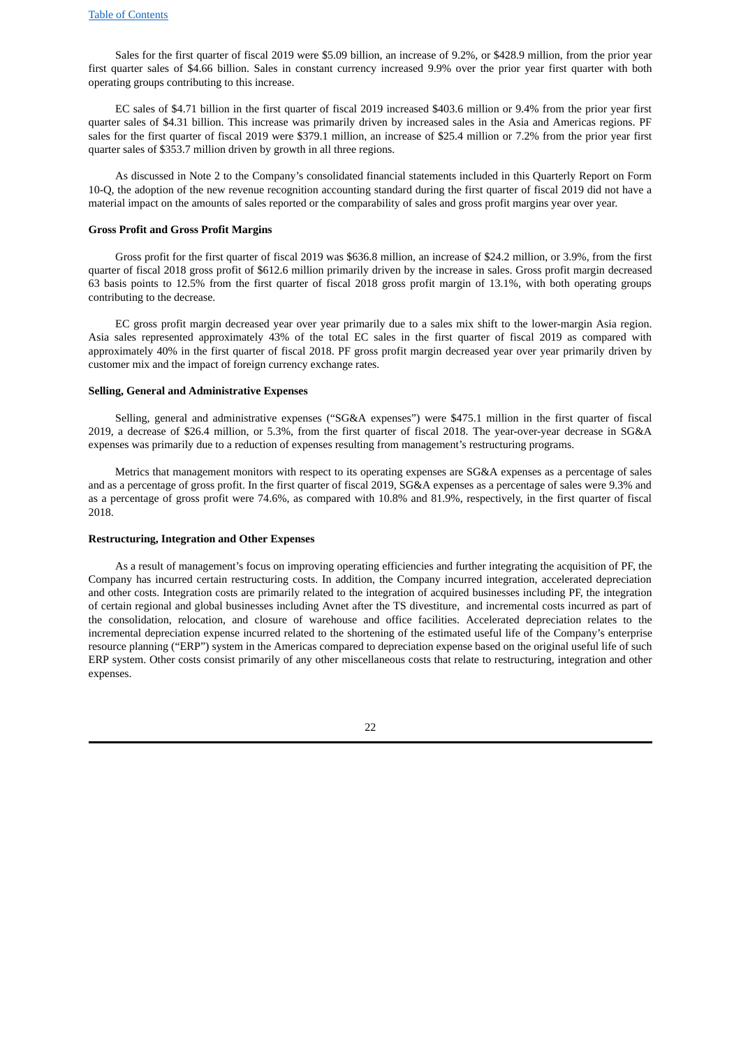Sales for the first quarter of fiscal 2019 were $5.09 billion, an increase of 9.2%, or $428.9 million, from the prior year first quarter sales of $4.66 billion. Sales in constant currency increased 9.9% over the prior year first quarter with both operating groups contributing to this increase.

EC sales of $4.71 billion in the first quarter of fiscal 2019 increased $403.6 million or 9.4% from the prior year first quarter sales of $4.31 billion. This increase was primarily driven by increased sales in the Asia and Americas regions. PF sales for the first quarter of fiscal 2019 were $379.1 million, an increase of $25.4 million or 7.2% from the prior year first quarter sales of $353.7 million driven by growth in all three regions.

As discussed in Note 2 to the Company's consolidated financial statements included in this Quarterly Report on Form 10-Q, the adoption of the new revenue recognition accounting standard during the first quarter of fiscal 2019 did not have a material impact on the amounts of sales reported or the comparability of sales and gross profit margins year over year.

**Gross Profit and Gross Profit Margins**

Gross profit for the first quarter of fiscal 2019 was $636.8 million, an increase of $24.2 million, or 3.9%, from the first quarter of fiscal 2018 gross profit of $612.6 million primarily driven by the increase in sales. Gross profit margin decreased 63 basis points to 12.5% from the first quarter of fiscal 2018 gross profit margin of 13.1%, with both operating groups contributing to the decrease.

EC gross profit margin decreased year over year primarily due to a sales mix shift to the lower-margin Asia region. Asia sales represented approximately 43% of the total EC sales in the first quarter of fiscal 2019 as compared with approximately 40% in the first quarter of fiscal 2018. PF gross profit margin decreased year over year primarily driven by customer mix and the impact of foreign currency exchange rates.

**Selling, General and Administrative Expenses**

Selling, general and administrative expenses ("SG&A expenses") were $475.1 million in the first quarter of fiscal 2019, a decrease of $26.4 million, or 5.3%, from the first quarter of fiscal 2018. The year-over-year decrease in SG&A expenses was primarily due to a reduction of expenses resulting from management's restructuring programs.

Metrics that management monitors with respect to its operating expenses are SG&A expenses as a percentage of sales and as a percentage of gross profit. In the first quarter of fiscal 2019, SG&A expenses as a percentage of sales were 9.3% and as a percentage of gross profit were 74.6%, as compared with 10.8% and 81.9%, respectively, in the first quarter of fiscal 2018.

**Restructuring, Integration and Other Expenses**

As a result of management's focus on improving operating efficiencies and further integrating the acquisition of PF, the Company has incurred certain restructuring costs. In addition, the Company incurred integration, accelerated depreciation and other costs. Integration costs are primarily related to the integration of acquired businesses including PF, the integration of certain regional and global businesses including Avnet after the TS divestiture, and incremental costs incurred as part of the consolidation, relocation, and closure of warehouse and office facilities. Accelerated depreciation relates to the incremental depreciation expense incurred related to the shortening of the estimated useful life of the Company's enterprise resource planning ("ERP") system in the Americas compared to depreciation expense based on the original useful life of such ERP system. Other costs consist primarily of any other miscellaneous costs that relate to restructuring, integration and other expenses.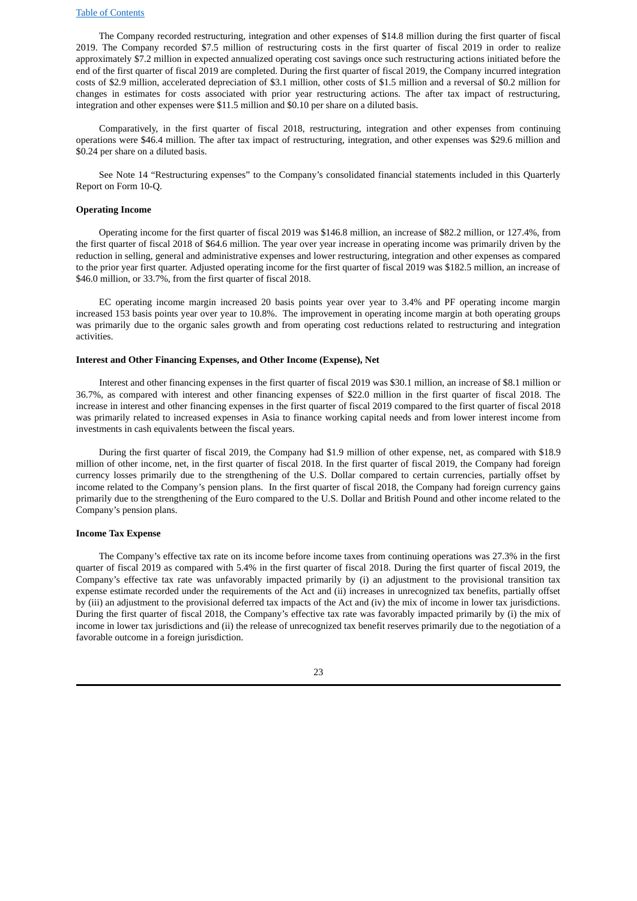The Company recorded restructuring, integration and other expenses of $14.8 million during the first quarter of fiscal 2019. The Company recorded $7.5 million of restructuring costs in the first quarter of fiscal 2019 in order to realize approximately $7.2 million in expected annualized operating cost savings once such restructuring actions initiated before the end of the first quarter of fiscal 2019 are completed. During the first quarter of fiscal 2019, the Company incurred integration costs of $2.9 million, accelerated depreciation of $3.1 million, other costs of $1.5 million and a reversal of $0.2 million for changes in estimates for costs associated with prior year restructuring actions. The after tax impact of restructuring, integration and other expenses were $11.5 million and $0.10 per share on a diluted basis.

Comparatively, in the first quarter of fiscal 2018, restructuring, integration and other expenses from continuing operations were $46.4 million. The after tax impact of restructuring, integration, and other expenses was $29.6 million and $0.24 per share on a diluted basis.

See Note 14 "Restructuring expenses" to the Company's consolidated financial statements included in this Quarterly Report on Form 10-Q.

**Operating Income**

Operating income for the first quarter of fiscal 2019 was $146.8 million, an increase of $82.2 million, or 127.4%, from the first quarter of fiscal 2018 of $64.6 million. The year over year increase in operating income was primarily driven by the reduction in selling, general and administrative expenses and lower restructuring, integration and other expenses as compared to the prior year first quarter. Adjusted operating income for the first quarter of fiscal 2019 was $182.5 million, an increase of $46.0 million, or 33.7%, from the first quarter of fiscal 2018.

EC operating income margin increased 20 basis points year over year to 3.4% and PF operating income margin increased 153 basis points year over year to 10.8%. The improvement in operating income margin at both operating groups was primarily due to the organic sales growth and from operating cost reductions related to restructuring and integration activities.

**Interest and Other Financing Expenses, and Other Income (Expense), Net**

Interest and other financing expenses in the first quarter of fiscal 2019 was $30.1 million, an increase of $8.1 million or 36.7%, as compared with interest and other financing expenses of $22.0 million in the first quarter of fiscal 2018. The increase in interest and other financing expenses in the first quarter of fiscal 2019 compared to the first quarter of fiscal 2018 was primarily related to increased expenses in Asia to finance working capital needs and from lower interest income from investments in cash equivalents between the fiscal years.

During the first quarter of fiscal 2019, the Company had $1.9 million of other expense, net, as compared with $18.9 million of other income, net, in the first quarter of fiscal 2018. In the first quarter of fiscal 2019, the Company had foreign currency losses primarily due to the strengthening of the U.S. Dollar compared to certain currencies, partially offset by income related to the Company's pension plans. In the first quarter of fiscal 2018, the Company had foreign currency gains primarily due to the strengthening of the Euro compared to the U.S. Dollar and British Pound and other income related to the Company's pension plans.

**Income Tax Expense**

The Company's effective tax rate on its income before income taxes from continuing operations was 27.3% in the first quarter of fiscal 2019 as compared with 5.4% in the first quarter of fiscal 2018. During the first quarter of fiscal 2019, the Company's effective tax rate was unfavorably impacted primarily by (i) an adjustment to the provisional transition tax expense estimate recorded under the requirements of the Act and (ii) increases in unrecognized tax benefits, partially offset by (iii) an adjustment to the provisional deferred tax impacts of the Act and (iv) the mix of income in lower tax jurisdictions. During the first quarter of fiscal 2018, the Company's effective tax rate was favorably impacted primarily by (i) the mix of income in lower tax jurisdictions and (ii) the release of unrecognized tax benefit reserves primarily due to the negotiation of a favorable outcome in a foreign jurisdiction.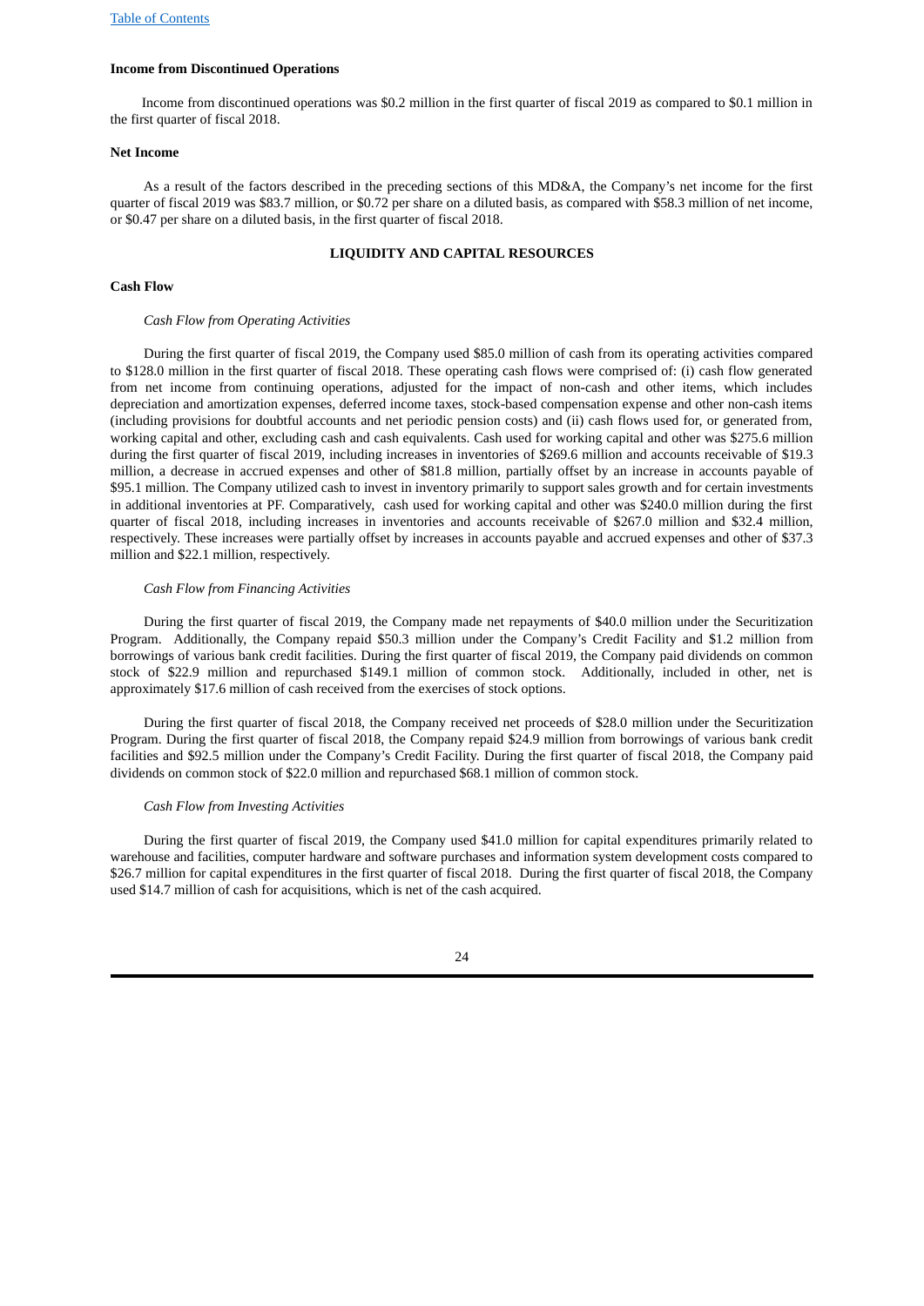**Income from Discontinued Operations**

Income from discontinued operations was $0.2 million in the first quarter of fiscal 2019 as compared to $0.1 million in the first quarter of fiscal 2018.

**Net Income**

As a result of the factors described in the preceding sections of this MD&A, the Company's net income for the first quarter of fiscal 2019 was $83.7 million, or $0.72 per share on a diluted basis, as compared with $58.3 million of net income, or $0.47 per share on a diluted basis, in the first quarter of fiscal 2018.

## LIQUIDITY AND CAPITAL RESOURCES

**Cash Flow**

*Cash Flow from Operating Activities*

During the first quarter of fiscal 2019, the Company used $85.0 million of cash from its operating activities compared to $128.0 million in the first quarter of fiscal 2018. These operating cash flows were comprised of: (i) cash flow generated from net income from continuing operations, adjusted for the impact of non-cash and other items, which includes depreciation and amortization expenses, deferred income taxes, stock-based compensation expense and other non-cash items (including provisions for doubtful accounts and net periodic pension costs) and (ii) cash flows used for, or generated from, working capital and other, excluding cash and cash equivalents. Cash used for working capital and other was $275.6 million during the first quarter of fiscal 2019, including increases in inventories of $269.6 million and accounts receivable of $19.3 million, a decrease in accrued expenses and other of $81.8 million, partially offset by an increase in accounts payable of $95.1 million. The Company utilized cash to invest in inventory primarily to support sales growth and for certain investments in additional inventories at PF. Comparatively, cash used for working capital and other was $240.0 million during the first quarter of fiscal 2018, including increases in inventories and accounts receivable of $267.0 million and $32.4 million, respectively. These increases were partially offset by increases in accounts payable and accrued expenses and other of $37.3 million and $22.1 million, respectively.

*Cash Flow from Financing Activities*

During the first quarter of fiscal 2019, the Company made net repayments of $40.0 million under the Securitization Program. Additionally, the Company repaid $50.3 million under the Company's Credit Facility and $1.2 million from borrowings of various bank credit facilities. During the first quarter of fiscal 2019, the Company paid dividends on common stock of $22.9 million and repurchased $149.1 million of common stock. Additionally, included in other, net is approximately $17.6 million of cash received from the exercises of stock options.

During the first quarter of fiscal 2018, the Company received net proceeds of $28.0 million under the Securitization Program. During the first quarter of fiscal 2018, the Company repaid $24.9 million from borrowings of various bank credit facilities and $92.5 million under the Company's Credit Facility. During the first quarter of fiscal 2018, the Company paid dividends on common stock of $22.0 million and repurchased $68.1 million of common stock.

*Cash Flow from Investing Activities*

During the first quarter of fiscal 2019, the Company used $41.0 million for capital expenditures primarily related to warehouse and facilities, computer hardware and software purchases and information system development costs compared to $26.7 million for capital expenditures in the first quarter of fiscal 2018. During the first quarter of fiscal 2018, the Company used $14.7 million of cash for acquisitions, which is net of the cash acquired.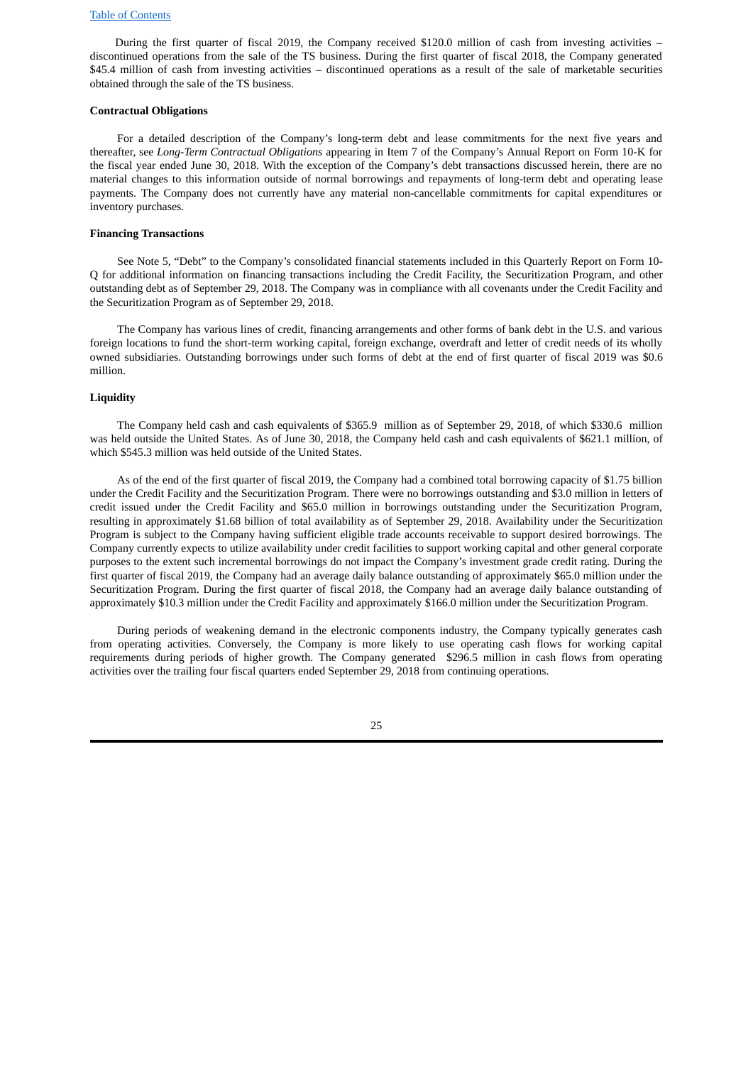During the first quarter of fiscal 2019, the Company received $120.0 million of cash from investing activities – discontinued operations from the sale of the TS business. During the first quarter of fiscal 2018, the Company generated $45.4 million of cash from investing activities – discontinued operations as a result of the sale of marketable securities obtained through the sale of the TS business.

**Contractual Obligations**

For a detailed description of the Company's long-term debt and lease commitments for the next five years and thereafter, see *Long-Term Contractual Obligations* appearing in Item 7 of the Company's Annual Report on Form 10-K for the fiscal year ended June 30, 2018. With the exception of the Company's debt transactions discussed herein, there are no material changes to this information outside of normal borrowings and repayments of long-term debt and operating lease payments. The Company does not currently have any material non-cancellable commitments for capital expenditures or inventory purchases.

**Financing Transactions**

See Note 5, "Debt" to the Company's consolidated financial statements included in this Quarterly Report on Form 10-Q for additional information on financing transactions including the Credit Facility, the Securitization Program, and other outstanding debt as of September 29, 2018. The Company was in compliance with all covenants under the Credit Facility and the Securitization Program as of September 29, 2018.

The Company has various lines of credit, financing arrangements and other forms of bank debt in the U.S. and various foreign locations to fund the short-term working capital, foreign exchange, overdraft and letter of credit needs of its wholly owned subsidiaries. Outstanding borrowings under such forms of debt at the end of first quarter of fiscal 2019 was $0.6 million.

**Liquidity**

The Company held cash and cash equivalents of $365.9 million as of September 29, 2018, of which $330.6 million was held outside the United States. As of June 30, 2018, the Company held cash and cash equivalents of $621.1 million, of which $545.3 million was held outside of the United States.

As of the end of the first quarter of fiscal 2019, the Company had a combined total borrowing capacity of $1.75 billion under the Credit Facility and the Securitization Program. There were no borrowings outstanding and $3.0 million in letters of credit issued under the Credit Facility and $65.0 million in borrowings outstanding under the Securitization Program, resulting in approximately $1.68 billion of total availability as of September 29, 2018. Availability under the Securitization Program is subject to the Company having sufficient eligible trade accounts receivable to support desired borrowings. The Company currently expects to utilize availability under credit facilities to support working capital and other general corporate purposes to the extent such incremental borrowings do not impact the Company's investment grade credit rating. During the first quarter of fiscal 2019, the Company had an average daily balance outstanding of approximately $65.0 million under the Securitization Program. During the first quarter of fiscal 2018, the Company had an average daily balance outstanding of approximately $10.3 million under the Credit Facility and approximately $166.0 million under the Securitization Program.

During periods of weakening demand in the electronic components industry, the Company typically generates cash from operating activities. Conversely, the Company is more likely to use operating cash flows for working capital requirements during periods of higher growth. The Company generated $296.5 million in cash flows from operating activities over the trailing four fiscal quarters ended September 29, 2018 from continuing operations.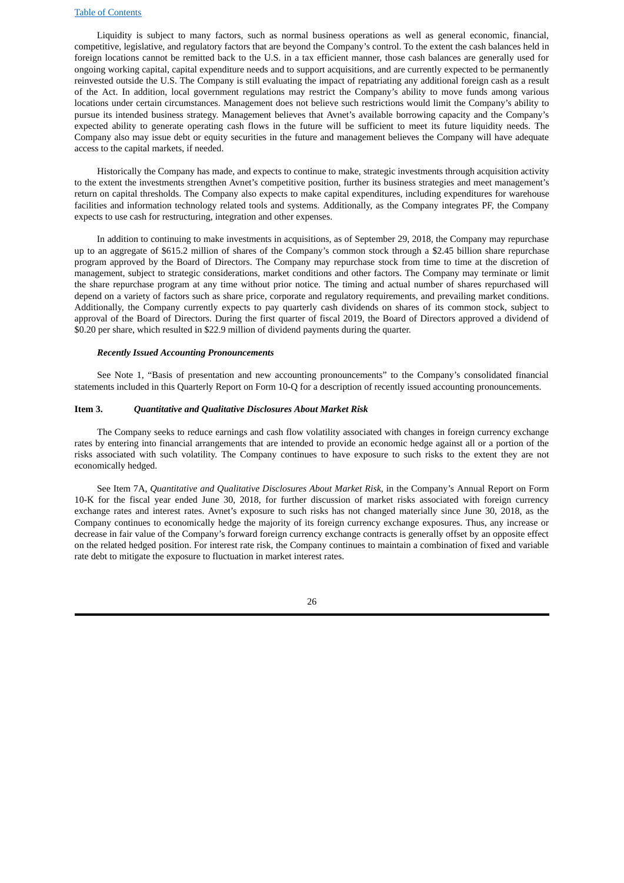Liquidity is subject to many factors, such as normal business operations as well as general economic, financial, competitive, legislative, and regulatory factors that are beyond the Company's control. To the extent the cash balances held in foreign locations cannot be remitted back to the U.S. in a tax efficient manner, those cash balances are generally used for ongoing working capital, capital expenditure needs and to support acquisitions, and are currently expected to be permanently reinvested outside the U.S. The Company is still evaluating the impact of repatriating any additional foreign cash as a result of the Act. In addition, local government regulations may restrict the Company's ability to move funds among various locations under certain circumstances. Management does not believe such restrictions would limit the Company's ability to pursue its intended business strategy. Management believes that Avnet's available borrowing capacity and the Company's expected ability to generate operating cash flows in the future will be sufficient to meet its future liquidity needs. The Company also may issue debt or equity securities in the future and management believes the Company will have adequate access to the capital markets, if needed.

Historically the Company has made, and expects to continue to make, strategic investments through acquisition activity to the extent the investments strengthen Avnet's competitive position, further its business strategies and meet management's return on capital thresholds. The Company also expects to make capital expenditures, including expenditures for warehouse facilities and information technology related tools and systems. Additionally, as the Company integrates PF, the Company expects to use cash for restructuring, integration and other expenses.

In addition to continuing to make investments in acquisitions, as of September 29, 2018, the Company may repurchase up to an aggregate of $615.2 million of shares of the Company's common stock through a $2.45 billion share repurchase program approved by the Board of Directors. The Company may repurchase stock from time to time at the discretion of management, subject to strategic considerations, market conditions and other factors. The Company may terminate or limit the share repurchase program at any time without prior notice. The timing and actual number of shares repurchased will depend on a variety of factors such as share price, corporate and regulatory requirements, and prevailing market conditions. Additionally, the Company currently expects to pay quarterly cash dividends on shares of its common stock, subject to approval of the Board of Directors. During the first quarter of fiscal 2019, the Board of Directors approved a dividend of $0.20 per share, which resulted in $22.9 million of dividend payments during the quarter.

***Recently Issued Accounting Pronouncements***

See Note 1, "Basis of presentation and new accounting pronouncements" to the Company's consolidated financial statements included in this Quarterly Report on Form 10-Q for a description of recently issued accounting pronouncements.

## Item 3. *Quantitative and Qualitative Disclosures About Market Risk*

The Company seeks to reduce earnings and cash flow volatility associated with changes in foreign currency exchange rates by entering into financial arrangements that are intended to provide an economic hedge against all or a portion of the risks associated with such volatility. The Company continues to have exposure to such risks to the extent they are not economically hedged.

See Item 7A, *Quantitative and Qualitative Disclosures About Market Risk*, in the Company's Annual Report on Form 10-K for the fiscal year ended June 30, 2018, for further discussion of market risks associated with foreign currency exchange rates and interest rates. Avnet's exposure to such risks has not changed materially since June 30, 2018, as the Company continues to economically hedge the majority of its foreign currency exchange exposures. Thus, any increase or decrease in fair value of the Company's forward foreign currency exchange contracts is generally offset by an opposite effect on the related hedged position. For interest rate risk, the Company continues to maintain a combination of fixed and variable rate debt to mitigate the exposure to fluctuation in market interest rates.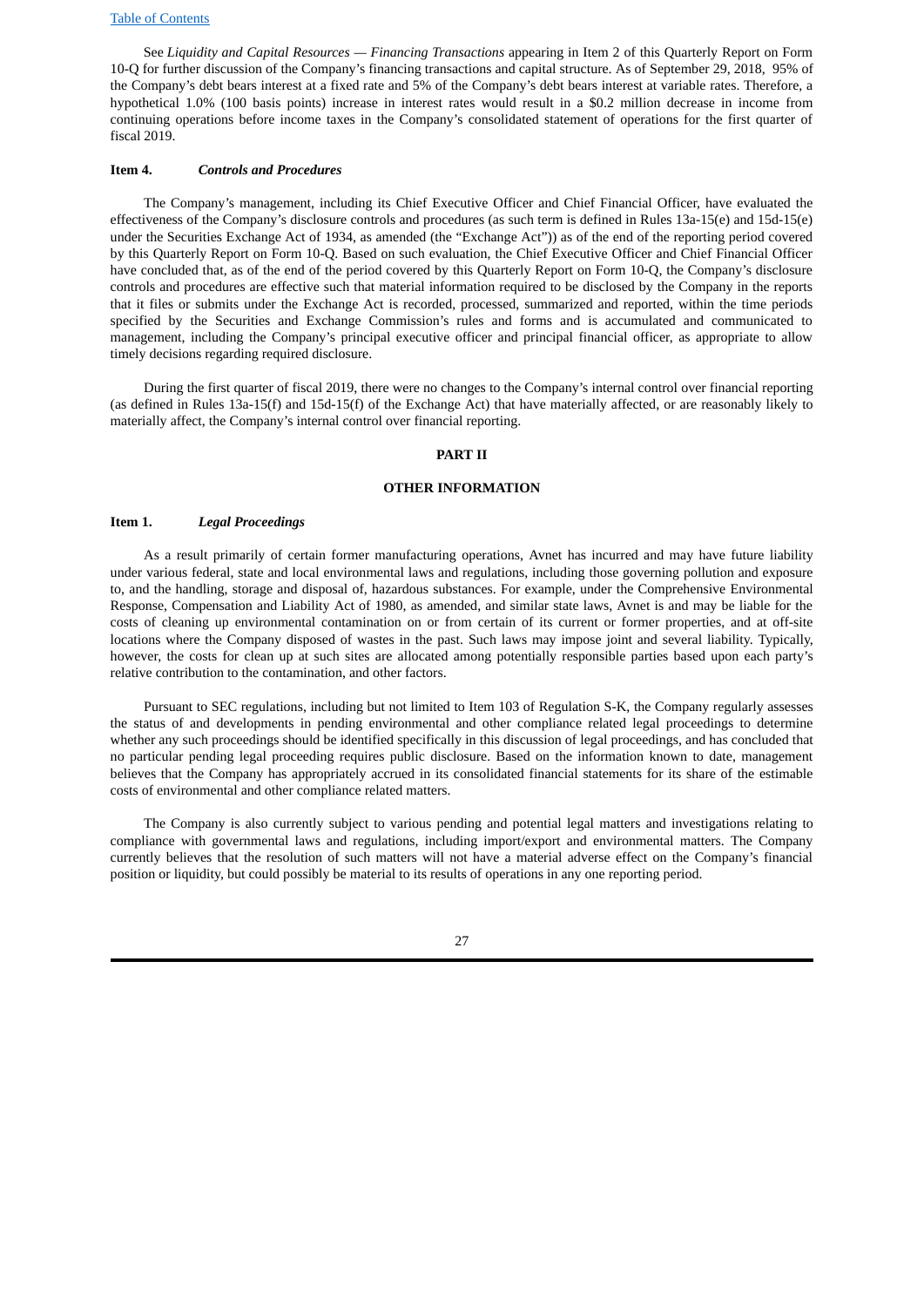See *Liquidity and Capital Resources — Financing Transactions* appearing in Item 2 of this Quarterly Report on Form 10-Q for further discussion of the Company's financing transactions and capital structure. As of September 29, 2018, 95% of the Company's debt bears interest at a fixed rate and 5% of the Company's debt bears interest at variable rates. Therefore, a hypothetical 1.0% (100 basis points) increase in interest rates would result in a $0.2 million decrease in income from continuing operations before income taxes in the Company's consolidated statement of operations for the first quarter of fiscal 2019.

**Item 4.** ***Controls and Procedures***

The Company's management, including its Chief Executive Officer and Chief Financial Officer, have evaluated the effectiveness of the Company's disclosure controls and procedures (as such term is defined in Rules 13a-15(e) and 15d-15(e) under the Securities Exchange Act of 1934, as amended (the "Exchange Act")) as of the end of the reporting period covered by this Quarterly Report on Form 10-Q. Based on such evaluation, the Chief Executive Officer and Chief Financial Officer have concluded that, as of the end of the period covered by this Quarterly Report on Form 10-Q, the Company's disclosure controls and procedures are effective such that material information required to be disclosed by the Company in the reports that it files or submits under the Exchange Act is recorded, processed, summarized and reported, within the time periods specified by the Securities and Exchange Commission's rules and forms and is accumulated and communicated to management, including the Company's principal executive officer and principal financial officer, as appropriate to allow timely decisions regarding required disclosure.

During the first quarter of fiscal 2019, there were no changes to the Company's internal control over financial reporting (as defined in Rules 13a-15(f) and 15d-15(f) of the Exchange Act) that have materially affected, or are reasonably likely to materially affect, the Company's internal control over financial reporting.

## PART II

## OTHER INFORMATION

**Item 1.** ***Legal Proceedings***

As a result primarily of certain former manufacturing operations, Avnet has incurred and may have future liability under various federal, state and local environmental laws and regulations, including those governing pollution and exposure to, and the handling, storage and disposal of, hazardous substances. For example, under the Comprehensive Environmental Response, Compensation and Liability Act of 1980, as amended, and similar state laws, Avnet is and may be liable for the costs of cleaning up environmental contamination on or from certain of its current or former properties, and at off-site locations where the Company disposed of wastes in the past. Such laws may impose joint and several liability. Typically, however, the costs for clean up at such sites are allocated among potentially responsible parties based upon each party's relative contribution to the contamination, and other factors.

Pursuant to SEC regulations, including but not limited to Item 103 of Regulation S-K, the Company regularly assesses the status of and developments in pending environmental and other compliance related legal proceedings to determine whether any such proceedings should be identified specifically in this discussion of legal proceedings, and has concluded that no particular pending legal proceeding requires public disclosure. Based on the information known to date, management believes that the Company has appropriately accrued in its consolidated financial statements for its share of the estimable costs of environmental and other compliance related matters.

The Company is also currently subject to various pending and potential legal matters and investigations relating to compliance with governmental laws and regulations, including import/export and environmental matters. The Company currently believes that the resolution of such matters will not have a material adverse effect on the Company's financial position or liquidity, but could possibly be material to its results of operations in any one reporting period.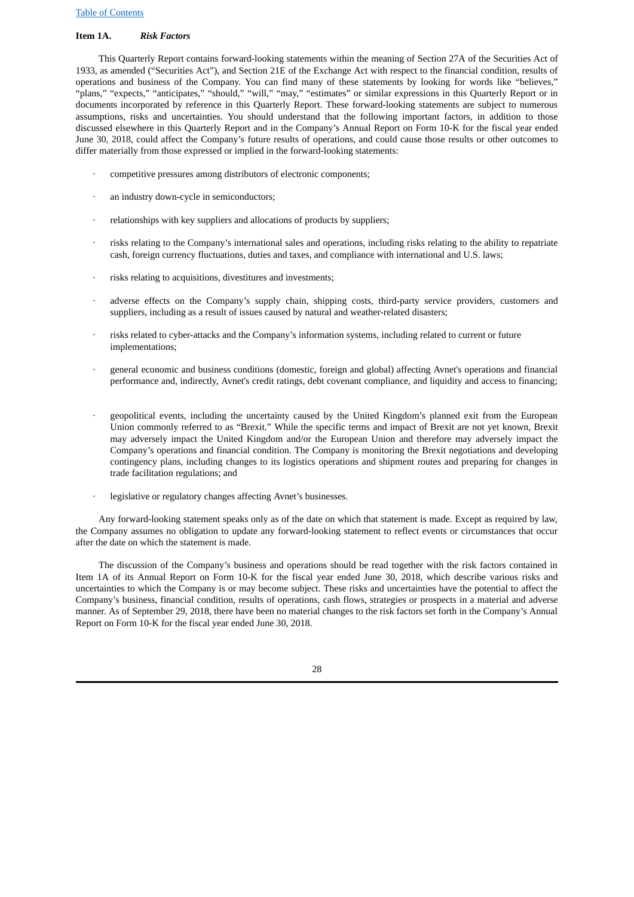**Item 1A.** ***Risk Factors***

This Quarterly Report contains forward-looking statements within the meaning of Section 27A of the Securities Act of 1933, as amended ("Securities Act"), and Section 21E of the Exchange Act with respect to the financial condition, results of operations and business of the Company. You can find many of these statements by looking for words like "believes," "plans," "expects," "anticipates," "should," "will," "may," "estimates" or similar expressions in this Quarterly Report or in documents incorporated by reference in this Quarterly Report. These forward-looking statements are subject to numerous assumptions, risks and uncertainties. You should understand that the following important factors, in addition to those discussed elsewhere in this Quarterly Report and in the Company's Annual Report on Form 10-K for the fiscal year ended June 30, 2018, could affect the Company's future results of operations, and could cause those results or other outcomes to differ materially from those expressed or implied in the forward-looking statements:

- competitive pressures among distributors of electronic components;
- an industry down-cycle in semiconductors;
- relationships with key suppliers and allocations of products by suppliers;
- risks relating to the Company's international sales and operations, including risks relating to the ability to repatriate cash, foreign currency fluctuations, duties and taxes, and compliance with international and U.S. laws;
- risks relating to acquisitions, divestitures and investments;
- adverse effects on the Company's supply chain, shipping costs, third-party service providers, customers and suppliers, including as a result of issues caused by natural and weather-related disasters;
- risks related to cyber-attacks and the Company's information systems, including related to current or future implementations;
- general economic and business conditions (domestic, foreign and global) affecting Avnet's operations and financial performance and, indirectly, Avnet's credit ratings, debt covenant compliance, and liquidity and access to financing;
- geopolitical events, including the uncertainty caused by the United Kingdom's planned exit from the European Union commonly referred to as "Brexit." While the specific terms and impact of Brexit are not yet known, Brexit may adversely impact the United Kingdom and/or the European Union and therefore may adversely impact the Company's operations and financial condition. The Company is monitoring the Brexit negotiations and developing contingency plans, including changes to its logistics operations and shipment routes and preparing for changes in trade facilitation regulations; and
- legislative or regulatory changes affecting Avnet's businesses.

Any forward-looking statement speaks only as of the date on which that statement is made. Except as required by law, the Company assumes no obligation to update any forward-looking statement to reflect events or circumstances that occur after the date on which the statement is made.

The discussion of the Company's business and operations should be read together with the risk factors contained in Item 1A of its Annual Report on Form 10-K for the fiscal year ended June 30, 2018, which describe various risks and uncertainties to which the Company is or may become subject. These risks and uncertainties have the potential to affect the Company's business, financial condition, results of operations, cash flows, strategies or prospects in a material and adverse manner. As of September 29, 2018, there have been no material changes to the risk factors set forth in the Company's Annual Report on Form 10-K for the fiscal year ended June 30, 2018.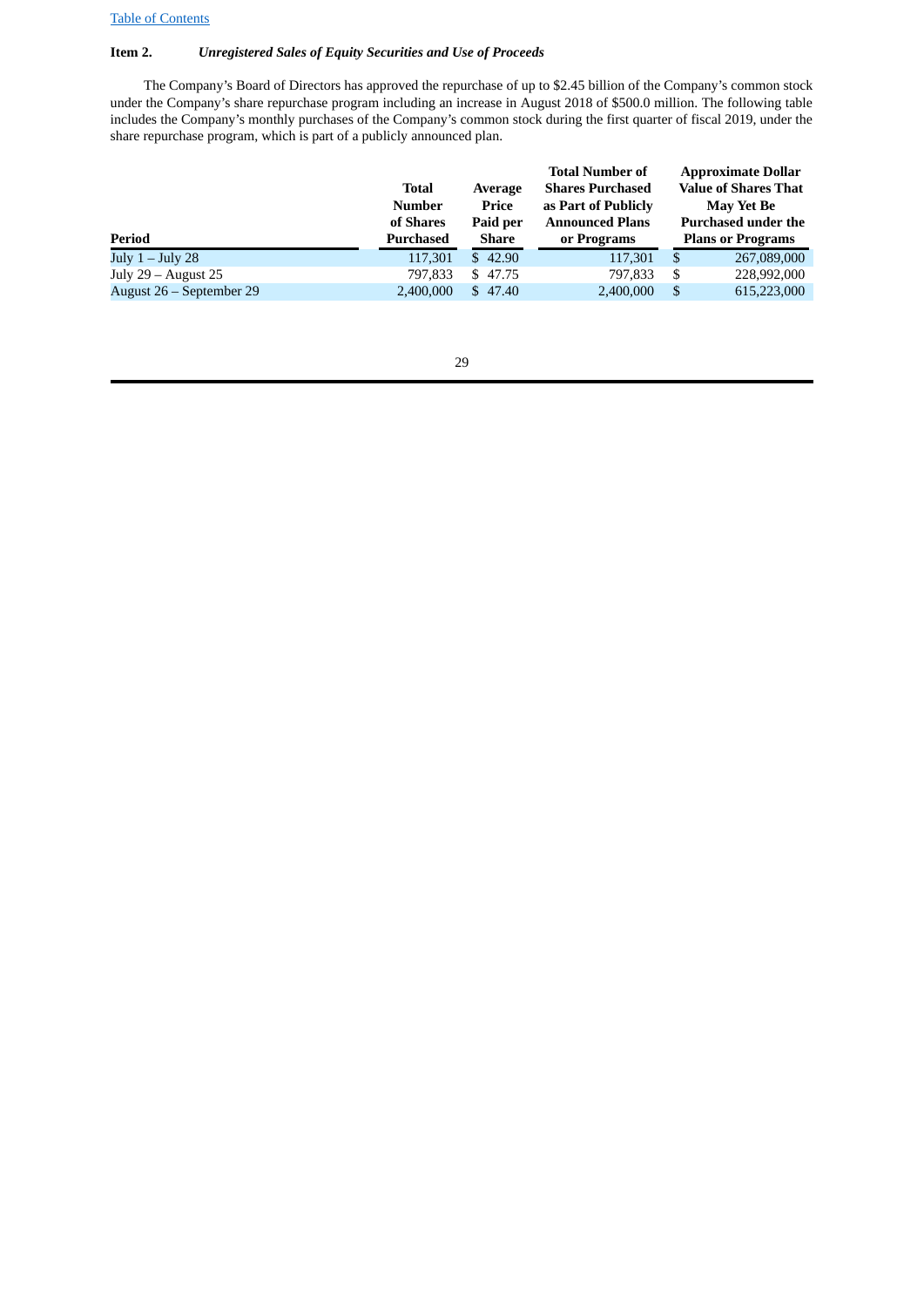**Item 2.** ***Unregistered Sales of Equity Securities and Use of Proceeds***

The Company's Board of Directors has approved the repurchase of up to $2.45 billion of the Company's common stock under the Company's share repurchase program including an increase in August 2018 of $500.0 million. The following table includes the Company's monthly purchases of the Company's common stock during the first quarter of fiscal 2019, under the share repurchase program, which is part of a publicly announced plan.

| Period | Total Number of Shares Purchased | Average Price Paid per Share | Total Number of Shares Purchased as Part of Publicly Announced Plans or Programs | Approximate Dollar Value of Shares That May Yet Be Purchased under the Plans or Programs |
|---|---|---|---|---|
| July 1 – July 28 | 117,301 | $ 42.90 | 117,301 | $ 267,089,000 |
| July 29 – August 25 | 797,833 | $ 47.75 | 797,833 | $ 228,992,000 |
| August 26 – September 29 | 2,400,000 | $ 47.40 | 2,400,000 | $ 615,223,000 |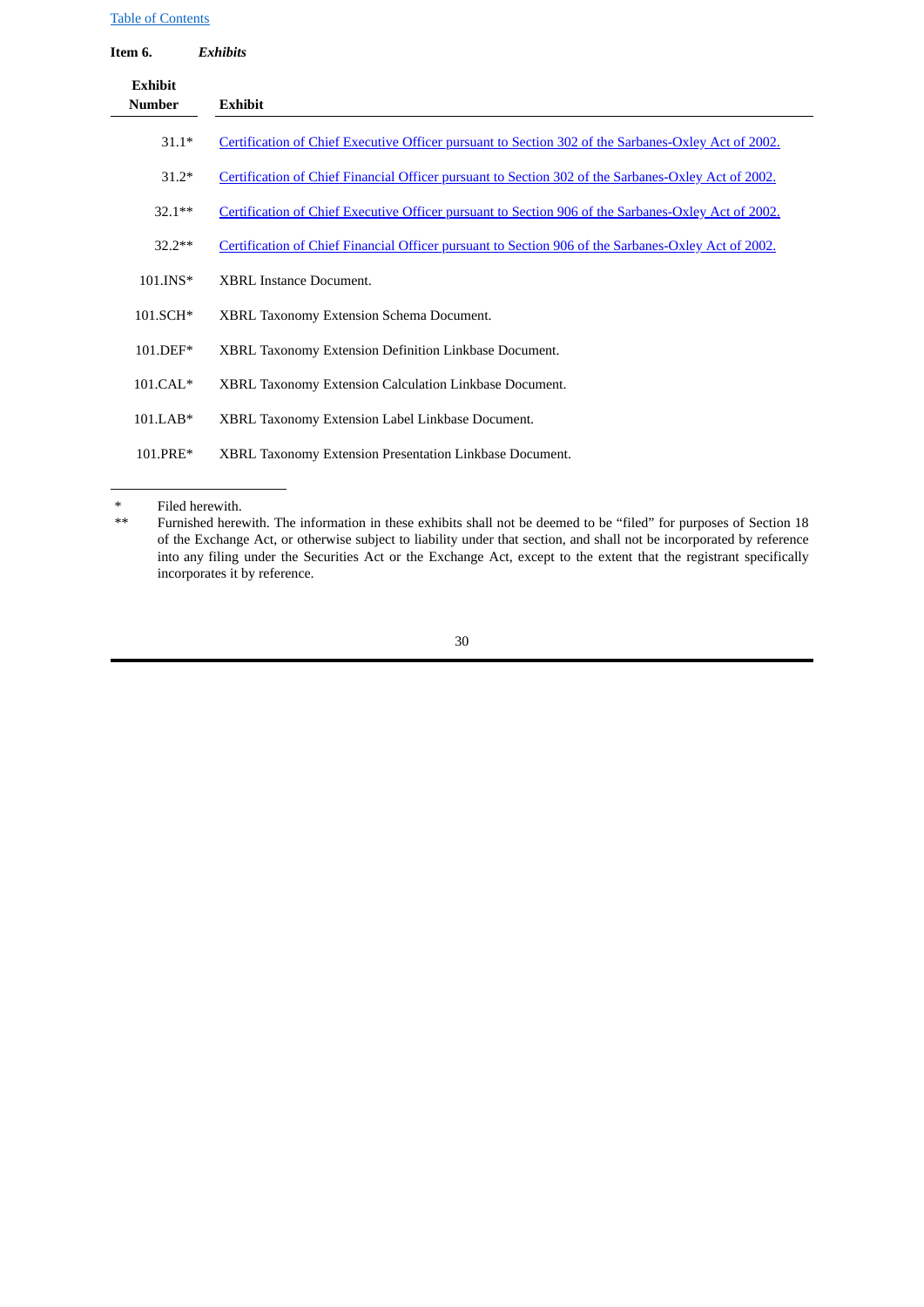**Item 6.** ***Exhibits***

| Exhibit Number | Exhibit |
|---|---|
| 31.1* | Certification of Chief Executive Officer pursuant to Section 302 of the Sarbanes-Oxley Act of 2002. |
| 31.2* | Certification of Chief Financial Officer pursuant to Section 302 of the Sarbanes-Oxley Act of 2002. |
| 32.1** | Certification of Chief Executive Officer pursuant to Section 906 of the Sarbanes-Oxley Act of 2002. |
| 32.2** | Certification of Chief Financial Officer pursuant to Section 906 of the Sarbanes-Oxley Act of 2002. |
| 101.INS* | XBRL Instance Document. |
| 101.SCH* | XBRL Taxonomy Extension Schema Document. |
| 101.DEF* | XBRL Taxonomy Extension Definition Linkbase Document. |
| 101.CAL* | XBRL Taxonomy Extension Calculation Linkbase Document. |
| 101.LAB* | XBRL Taxonomy Extension Label Linkbase Document. |
| 101.PRE* | XBRL Taxonomy Extension Presentation Linkbase Document. |

\* Filed herewith.

\*\* Furnished herewith. The information in these exhibits shall not be deemed to be "filed" for purposes of Section 18 of the Exchange Act, or otherwise subject to liability under that section, and shall not be incorporated by reference into any filing under the Securities Act or the Exchange Act, except to the extent that the registrant specifically incorporates it by reference.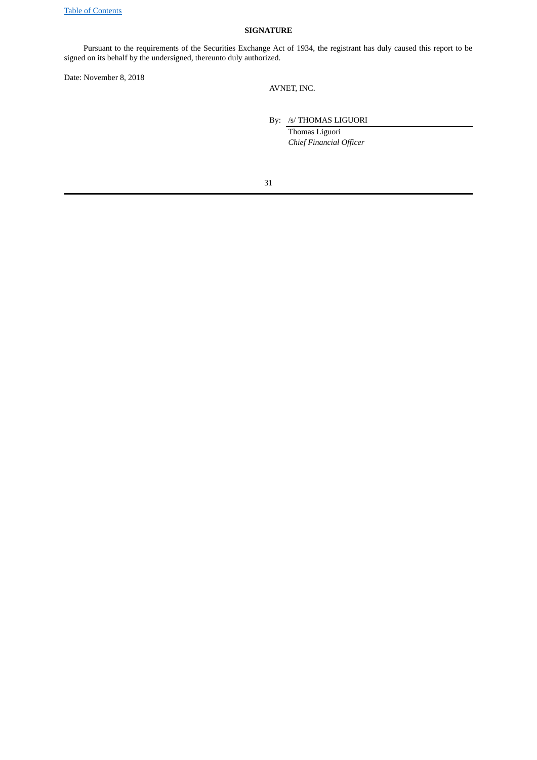## SIGNATURE

Pursuant to the requirements of the Securities Exchange Act of 1934, the registrant has duly caused this report to be signed on its behalf by the undersigned, thereunto duly authorized.

Date: November 8, 2018

AVNET, INC.

By: /s/ THOMAS LIGUORI

Thomas Liguori

*Chief Financial Officer*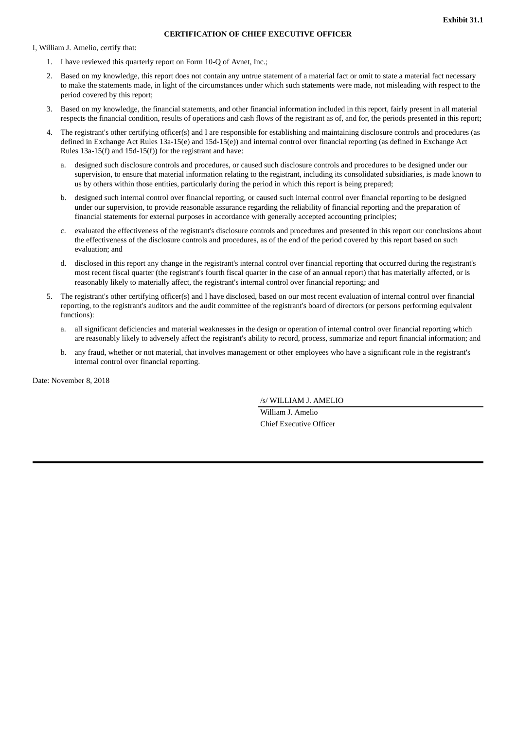**Exhibit 31.1**

**CERTIFICATION OF CHIEF EXECUTIVE OFFICER**

I, William J. Amelio, certify that:

1. I have reviewed this quarterly report on Form 10-Q of Avnet, Inc.;
2. Based on my knowledge, this report does not contain any untrue statement of a material fact or omit to state a material fact necessary to make the statements made, in light of the circumstances under which such statements were made, not misleading with respect to the period covered by this report;
3. Based on my knowledge, the financial statements, and other financial information included in this report, fairly present in all material respects the financial condition, results of operations and cash flows of the registrant as of, and for, the periods presented in this report;
4. The registrant's other certifying officer(s) and I are responsible for establishing and maintaining disclosure controls and procedures (as defined in Exchange Act Rules 13a-15(e) and 15d-15(e)) and internal control over financial reporting (as defined in Exchange Act Rules 13a-15(f) and 15d-15(f)) for the registrant and have:
    a. designed such disclosure controls and procedures, or caused such disclosure controls and procedures to be designed under our supervision, to ensure that material information relating to the registrant, including its consolidated subsidiaries, is made known to us by others within those entities, particularly during the period in which this report is being prepared;
    b. designed such internal control over financial reporting, or caused such internal control over financial reporting to be designed under our supervision, to provide reasonable assurance regarding the reliability of financial reporting and the preparation of financial statements for external purposes in accordance with generally accepted accounting principles;
    c. evaluated the effectiveness of the registrant's disclosure controls and procedures and presented in this report our conclusions about the effectiveness of the disclosure controls and procedures, as of the end of the period covered by this report based on such evaluation; and
    d. disclosed in this report any change in the registrant's internal control over financial reporting that occurred during the registrant's most recent fiscal quarter (the registrant's fourth fiscal quarter in the case of an annual report) that has materially affected, or is reasonably likely to materially affect, the registrant's internal control over financial reporting; and
5. The registrant's other certifying officer(s) and I have disclosed, based on our most recent evaluation of internal control over financial reporting, to the registrant's auditors and the audit committee of the registrant's board of directors (or persons performing equivalent functions):
    a. all significant deficiencies and material weaknesses in the design or operation of internal control over financial reporting which are reasonably likely to adversely affect the registrant's ability to record, process, summarize and report financial information; and
    b. any fraud, whether or not material, that involves management or other employees who have a significant role in the registrant's internal control over financial reporting.

Date: November 8, 2018

/s/ WILLIAM J. AMELIO

William J. Amelio

Chief Executive Officer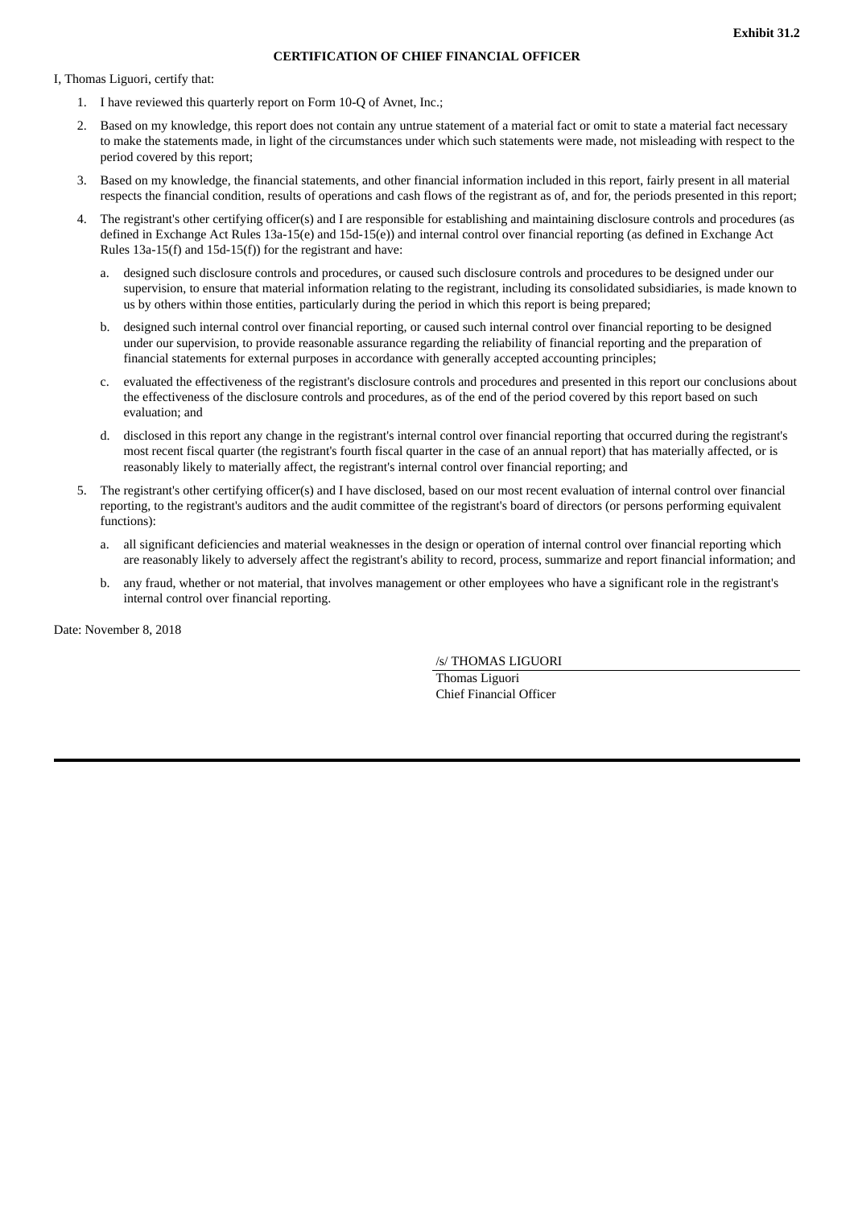**Exhibit 31.2**

**CERTIFICATION OF CHIEF FINANCIAL OFFICER**

I, Thomas Liguori, certify that:

1. I have reviewed this quarterly report on Form 10-Q of Avnet, Inc.;
2. Based on my knowledge, this report does not contain any untrue statement of a material fact or omit to state a material fact necessary to make the statements made, in light of the circumstances under which such statements were made, not misleading with respect to the period covered by this report;
3. Based on my knowledge, the financial statements, and other financial information included in this report, fairly present in all material respects the financial condition, results of operations and cash flows of the registrant as of, and for, the periods presented in this report;
4. The registrant's other certifying officer(s) and I are responsible for establishing and maintaining disclosure controls and procedures (as defined in Exchange Act Rules 13a-15(e) and 15d-15(e)) and internal control over financial reporting (as defined in Exchange Act Rules 13a-15(f) and 15d-15(f)) for the registrant and have:
   a. designed such disclosure controls and procedures, or caused such disclosure controls and procedures to be designed under our supervision, to ensure that material information relating to the registrant, including its consolidated subsidiaries, is made known to us by others within those entities, particularly during the period in which this report is being prepared;
   b. designed such internal control over financial reporting, or caused such internal control over financial reporting to be designed under our supervision, to provide reasonable assurance regarding the reliability of financial reporting and the preparation of financial statements for external purposes in accordance with generally accepted accounting principles;
   c. evaluated the effectiveness of the registrant's disclosure controls and procedures and presented in this report our conclusions about the effectiveness of the disclosure controls and procedures, as of the end of the period covered by this report based on such evaluation; and
   d. disclosed in this report any change in the registrant's internal control over financial reporting that occurred during the registrant's most recent fiscal quarter (the registrant's fourth fiscal quarter in the case of an annual report) that has materially affected, or is reasonably likely to materially affect, the registrant's internal control over financial reporting; and
5. The registrant's other certifying officer(s) and I have disclosed, based on our most recent evaluation of internal control over financial reporting, to the registrant's auditors and the audit committee of the registrant's board of directors (or persons performing equivalent functions):
   a. all significant deficiencies and material weaknesses in the design or operation of internal control over financial reporting which are reasonably likely to adversely affect the registrant's ability to record, process, summarize and report financial information; and
   b. any fraud, whether or not material, that involves management or other employees who have a significant role in the registrant's internal control over financial reporting.

Date: November 8, 2018

/s/ THOMAS LIGUORI

Thomas Liguori
Chief Financial Officer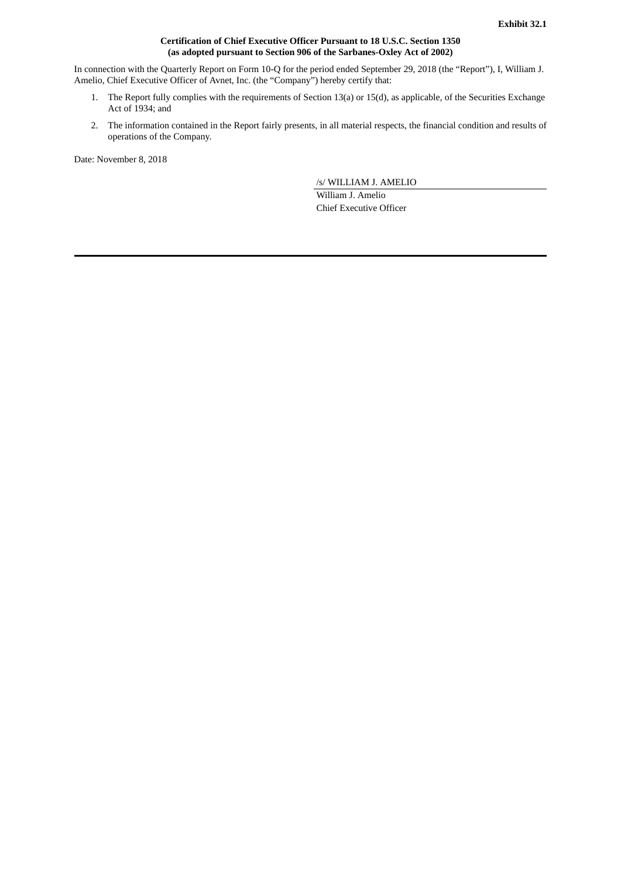**Exhibit 32.1**

**Certification of Chief Executive Officer Pursuant to 18 U.S.C. Section 1350**
**(as adopted pursuant to Section 906 of the Sarbanes-Oxley Act of 2002)**

In connection with the Quarterly Report on Form 10-Q for the period ended September 29, 2018 (the "Report"), I, William J. Amelio, Chief Executive Officer of Avnet, Inc. (the "Company") hereby certify that:

1. The Report fully complies with the requirements of Section 13(a) or 15(d), as applicable, of the Securities Exchange Act of 1934; and
2. The information contained in the Report fairly presents, in all material respects, the financial condition and results of operations of the Company.

Date: November 8, 2018

/s/ WILLIAM J. AMELIO

William J. Amelio
Chief Executive Officer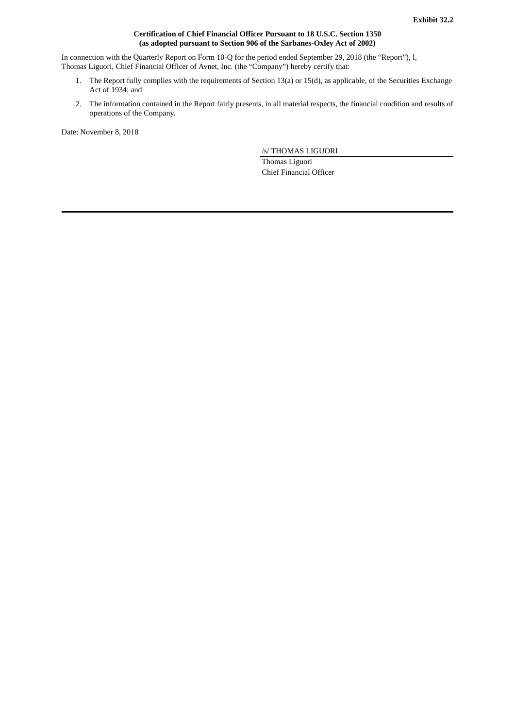**Exhibit 32.2**

**Certification of Chief Financial Officer Pursuant to 18 U.S.C. Section 1350
(as adopted pursuant to Section 906 of the Sarbanes-Oxley Act of 2002)**

In connection with the Quarterly Report on Form 10-Q for the period ended September 29, 2018 (the "Report"), I, Thomas Liguori, Chief Financial Officer of Avnet, Inc. (the "Company") hereby certify that:

1. The Report fully complies with the requirements of Section 13(a) or 15(d), as applicable, of the Securities Exchange Act of 1934; and
2. The information contained in the Report fairly presents, in all material respects, the financial condition and results of operations of the Company.

Date: November 8, 2018

/s/ THOMAS LIGUORI

Thomas Liguori
Chief Financial Officer